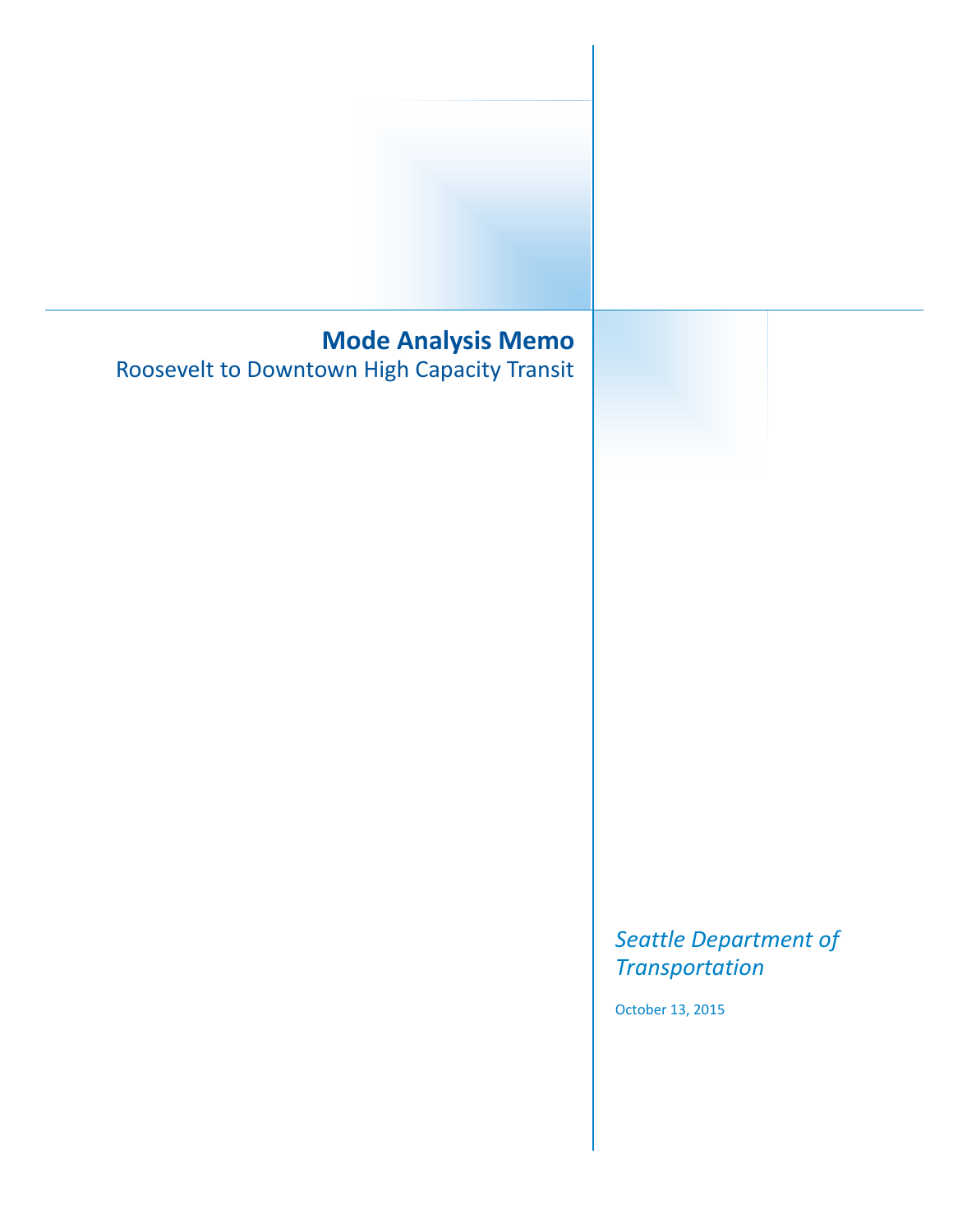# Mode Analysis Memo

## Roosevelt to Downtown High Capacity Transit

*Seattle Department of Transportation*

October 13, 2015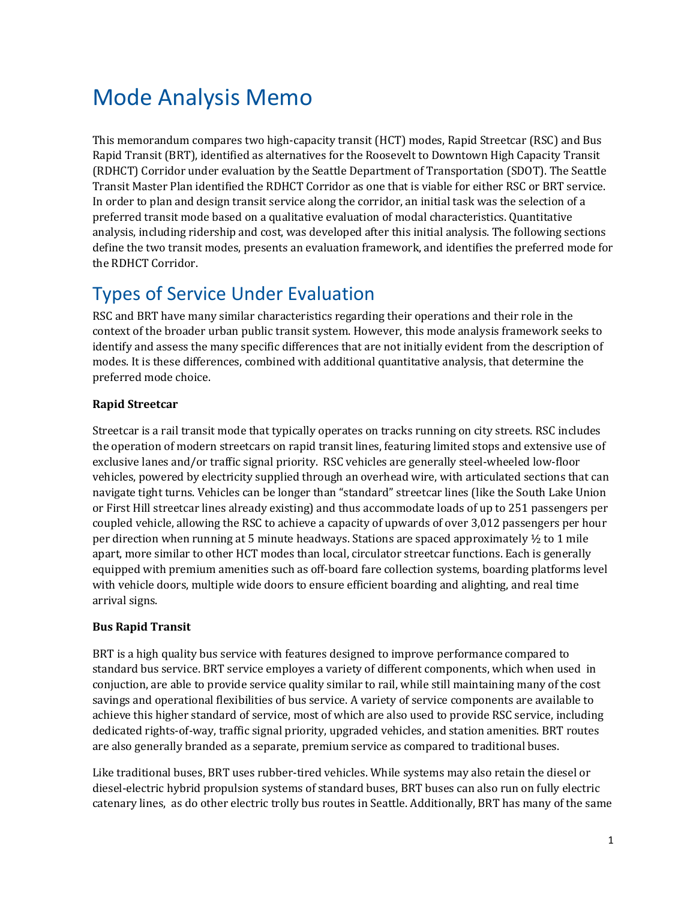# Mode Analysis Memo

This memorandum compares two high-capacity transit (HCT) modes, Rapid Streetcar (RSC) and Bus Rapid Transit (BRT), identified as alternatives for the Roosevelt to Downtown High Capacity Transit (RDHCT) Corridor under evaluation by the Seattle Department of Transportation (SDOT). The Seattle Transit Master Plan identified the RDHCT Corridor as one that is viable for either RSC or BRT service. In order to plan and design transit service along the corridor, an initial task was the selection of a preferred transit mode based on a qualitative evaluation of modal characteristics. Quantitative analysis, including ridership and cost, was developed after this initial analysis. The following sections define the two transit modes, presents an evaluation framework, and identifies the preferred mode for the RDHCT Corridor.

# Types of Service Under Evaluation

RSC and BRT have many similar characteristics regarding their operations and their role in the context of the broader urban public transit system. However, this mode analysis framework seeks to identify and assess the many specific differences that are not initially evident from the description of modes. It is these differences, combined with additional quantitative analysis, that determine the preferred mode choice.

**Rapid Streetcar**

Streetcar is a rail transit mode that typically operates on tracks running on city streets. RSC includes the operation of modern streetcars on rapid transit lines, featuring limited stops and extensive use of exclusive lanes and/or traffic signal priority. RSC vehicles are generally steel-wheeled low-floor vehicles, powered by electricity supplied through an overhead wire, with articulated sections that can navigate tight turns. Vehicles can be longer than "standard" streetcar lines (like the South Lake Union or First Hill streetcar lines already existing) and thus accommodate loads of up to 251 passengers per coupled vehicle, allowing the RSC to achieve a capacity of upwards of over 3,012 passengers per hour per direction when running at 5 minute headways. Stations are spaced approximately ½ to 1 mile apart, more similar to other HCT modes than local, circulator streetcar functions. Each is generally equipped with premium amenities such as off-board fare collection systems, boarding platforms level with vehicle doors, multiple wide doors to ensure efficient boarding and alighting, and real time arrival signs.

**Bus Rapid Transit**

BRT is a high quality bus service with features designed to improve performance compared to standard bus service. BRT service employes a variety of different components, which when used in conjuction, are able to provide service quality similar to rail, while still maintaining many of the cost savings and operational flexibilities of bus service. A variety of service components are available to achieve this higher standard of service, most of which are also used to provide RSC service, including dedicated rights-of-way, traffic signal priority, upgraded vehicles, and station amenities. BRT routes are also generally branded as a separate, premium service as compared to traditional buses.

Like traditional buses, BRT uses rubber-tired vehicles. While systems may also retain the diesel or diesel-electric hybrid propulsion systems of standard buses, BRT buses can also run on fully electric catenary lines, as do other electric trolly bus routes in Seattle. Additionally, BRT has many of the same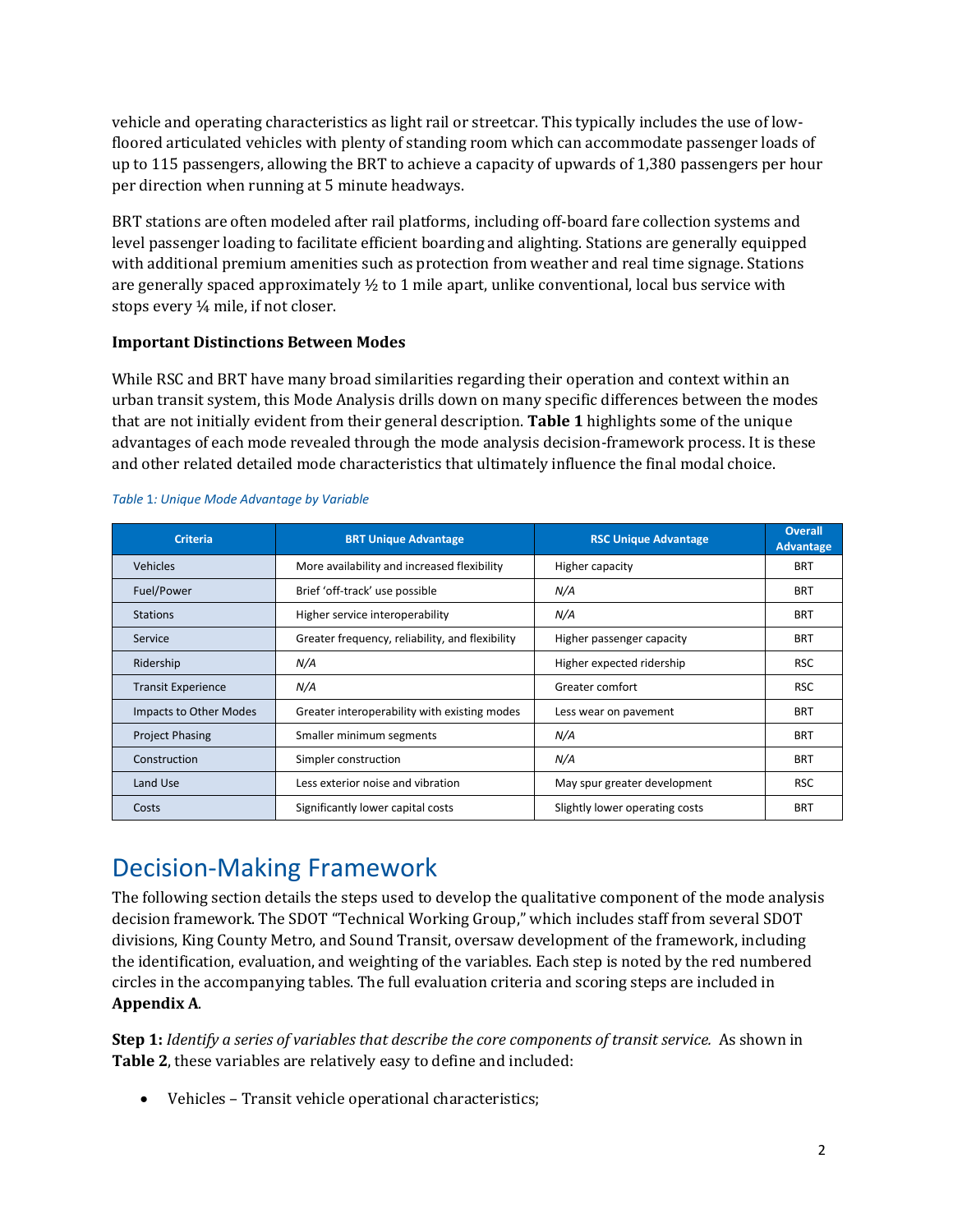vehicle and operating characteristics as light rail or streetcar. This typically includes the use of low-floored articulated vehicles with plenty of standing room which can accommodate passenger loads of up to 115 passengers, allowing the BRT to achieve a capacity of upwards of 1,380 passengers per hour per direction when running at 5 minute headways.

BRT stations are often modeled after rail platforms, including off-board fare collection systems and level passenger loading to facilitate efficient boarding and alighting. Stations are generally equipped with additional premium amenities such as protection from weather and real time signage. Stations are generally spaced approximately ½ to 1 mile apart, unlike conventional, local bus service with stops every ¼ mile, if not closer.

### Important Distinctions Between Modes

While RSC and BRT have many broad similarities regarding their operation and context within an urban transit system, this Mode Analysis drills down on many specific differences between the modes that are not initially evident from their general description. **Table 1** highlights some of the unique advantages of each mode revealed through the mode analysis decision-framework process. It is these and other related detailed mode characteristics that ultimately influence the final modal choice.

*Table 1: Unique Mode Advantage by Variable*

| Criteria | BRT Unique Advantage | RSC Unique Advantage | Overall Advantage |
|---|---|---|---|
| Vehicles | More availability and increased flexibility | Higher capacity | BRT |
| Fuel/Power | Brief 'off-track' use possible | *N/A* | BRT |
| Stations | Higher service interoperability | *N/A* | BRT |
| Service | Greater frequency, reliability, and flexibility | Higher passenger capacity | BRT |
| Ridership | *N/A* | Higher expected ridership | RSC |
| Transit Experience | *N/A* | Greater comfort | RSC |
| Impacts to Other Modes | Greater interoperability with existing modes | Less wear on pavement | BRT |
| Project Phasing | Smaller minimum segments | *N/A* | BRT |
| Construction | Simpler construction | *N/A* | BRT |
| Land Use | Less exterior noise and vibration | May spur greater development | RSC |
| Costs | Significantly lower capital costs | Slightly lower operating costs | BRT |

## Decision-Making Framework

The following section details the steps used to develop the qualitative component of the mode analysis decision framework. The SDOT "Technical Working Group," which includes staff from several SDOT divisions, King County Metro, and Sound Transit, oversaw development of the framework, including the identification, evaluation, and weighting of the variables. Each step is noted by the red numbered circles in the accompanying tables. The full evaluation criteria and scoring steps are included in **Appendix A**.

**Step 1:** *Identify a series of variables that describe the core components of transit service.* As shown in **Table 2**, these variables are relatively easy to define and included:

- Vehicles – Transit vehicle operational characteristics;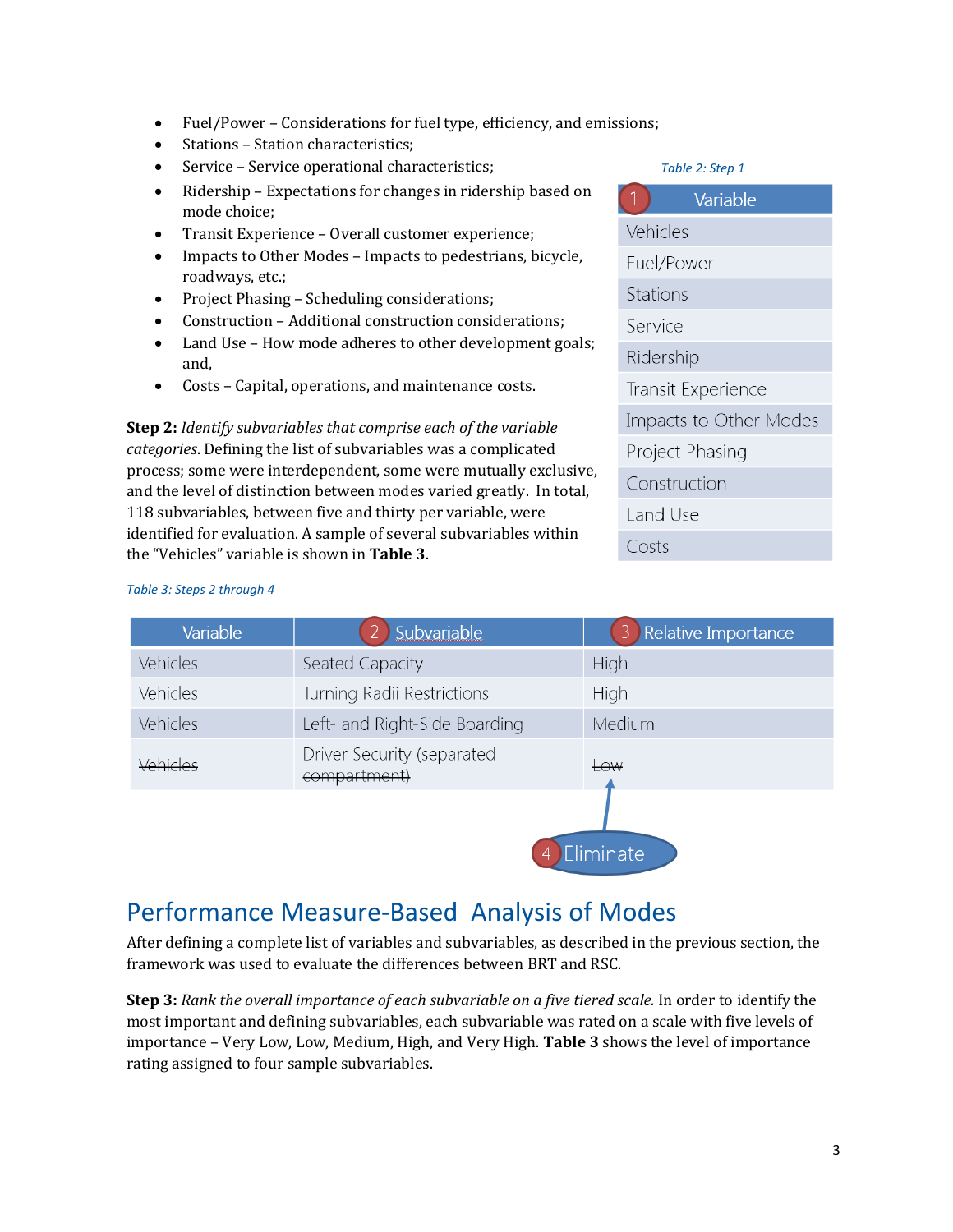- Fuel/Power – Considerations for fuel type, efficiency, and emissions;
- Stations – Station characteristics;
- Service – Service operational characteristics;
- Ridership – Expectations for changes in ridership based on mode choice;
- Transit Experience – Overall customer experience;
- Impacts to Other Modes – Impacts to pedestrians, bicycle, roadways, etc.;
- Project Phasing – Scheduling considerations;
- Construction – Additional construction considerations;
- Land Use – How mode adheres to other development goals; and,
- Costs – Capital, operations, and maintenance costs.

*Table 2: Step 1*

| 1 Variable |
|---|
| Vehicles |
| Fuel/Power |
| Stations |
| Service |
| Ridership |
| Transit Experience |
| Impacts to Other Modes |
| Project Phasing |
| Construction |
| Land Use |
| Costs |

**Step 2:** *Identify subvariables that comprise each of the variable categories*. Defining the list of subvariables was a complicated process; some were interdependent, some were mutually exclusive, and the level of distinction between modes varied greatly. In total, 118 subvariables, between five and thirty per variable, were identified for evaluation. A sample of several subvariables within the "Vehicles" variable is shown in **Table 3**.

*Table 3: Steps 2 through 4*

| Variable | 2 Subvariable | 3 Relative Importance |
|---|---|---|
| Vehicles | Seated Capacity | High |
| Vehicles | Turning Radii Restrictions | High |
| Vehicles | Left- and Right-Side Boarding | Medium |
| ~~Vehicles~~ | ~~Driver Security (separated compartment)~~ | ~~Low~~ (4 Eliminate) |

## Performance Measure-Based Analysis of Modes

After defining a complete list of variables and subvariables, as described in the previous section, the framework was used to evaluate the differences between BRT and RSC.

**Step 3:** *Rank the overall importance of each subvariable on a five tiered scale.* In order to identify the most important and defining subvariables, each subvariable was rated on a scale with five levels of importance – Very Low, Low, Medium, High, and Very High. **Table 3** shows the level of importance rating assigned to four sample subvariables.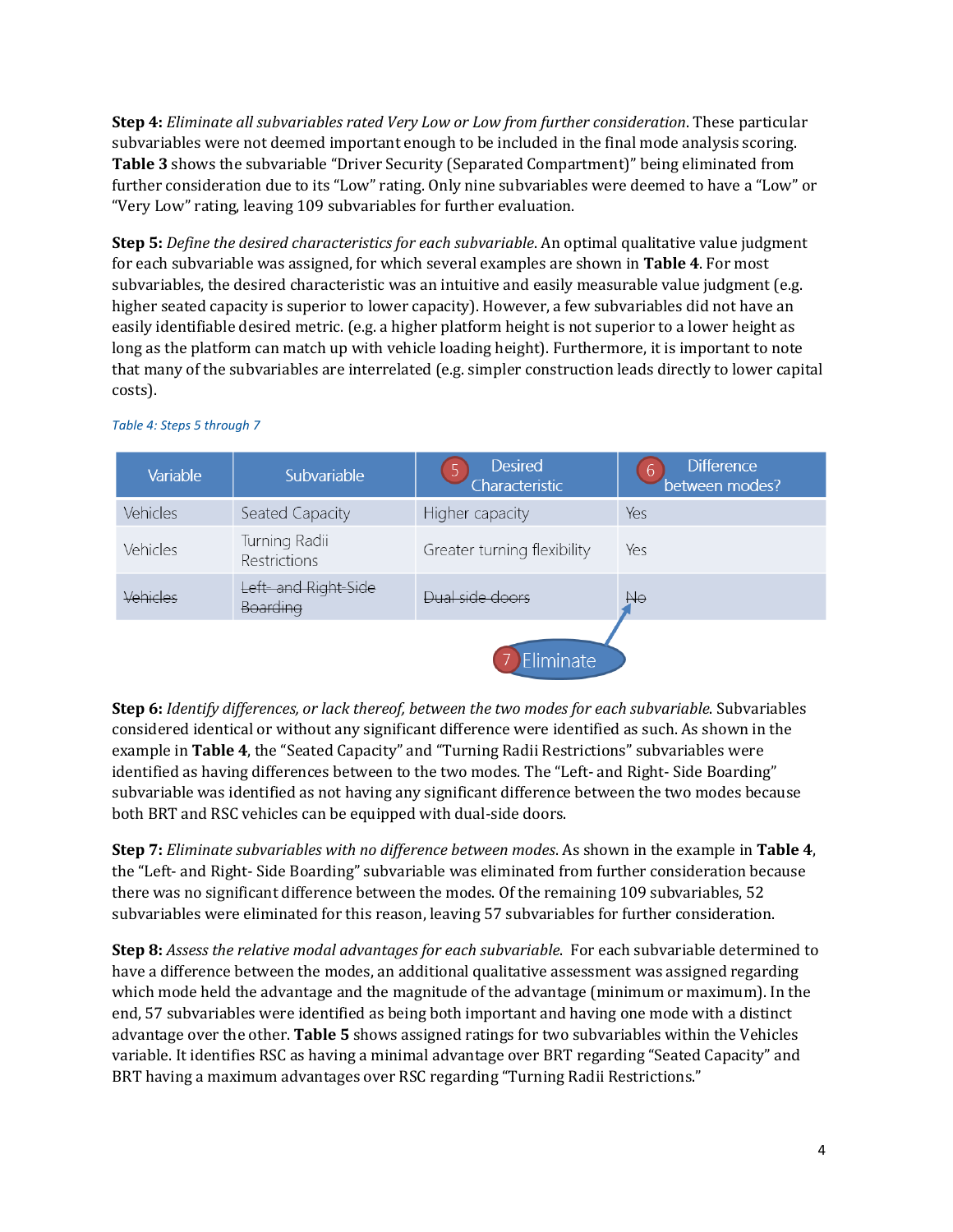**Step 4:** *Eliminate all subvariables rated Very Low or Low from further consideration*. These particular subvariables were not deemed important enough to be included in the final mode analysis scoring. **Table 3** shows the subvariable "Driver Security (Separated Compartment)" being eliminated from further consideration due to its "Low" rating. Only nine subvariables were deemed to have a "Low" or "Very Low" rating, leaving 109 subvariables for further evaluation.

**Step 5:** *Define the desired characteristics for each subvariable*. An optimal qualitative value judgment for each subvariable was assigned, for which several examples are shown in **Table 4**. For most subvariables, the desired characteristic was an intuitive and easily measurable value judgment (e.g. higher seated capacity is superior to lower capacity). However, a few subvariables did not have an easily identifiable desired metric. (e.g. a higher platform height is not superior to a lower height as long as the platform can match up with vehicle loading height). Furthermore, it is important to note that many of the subvariables are interrelated (e.g. simpler construction leads directly to lower capital costs).

*Table 4: Steps 5 through 7*

| Variable | Subvariable | (5) Desired Characteristic | (6) Difference between modes? |
|---|---|---|---|
| Vehicles | Seated Capacity | Higher capacity | Yes |
| Vehicles | Turning Radii Restrictions | Greater turning flexibility | Yes |
| ~~Vehicles~~ | ~~Left- and Right-Side Boarding~~ | ~~Dual side doors~~ | ~~No~~ |

(7) Eliminate

**Step 6:** *Identify differences, or lack thereof, between the two modes for each subvariable*. Subvariables considered identical or without any significant difference were identified as such. As shown in the example in **Table 4**, the "Seated Capacity" and "Turning Radii Restrictions" subvariables were identified as having differences between to the two modes. The "Left- and Right- Side Boarding" subvariable was identified as not having any significant difference between the two modes because both BRT and RSC vehicles can be equipped with dual-side doors.

**Step 7:** *Eliminate subvariables with no difference between modes*. As shown in the example in **Table 4**, the "Left- and Right- Side Boarding" subvariable was eliminated from further consideration because there was no significant difference between the modes. Of the remaining 109 subvariables, 52 subvariables were eliminated for this reason, leaving 57 subvariables for further consideration.

**Step 8:** *Assess the relative modal advantages for each subvariable*. For each subvariable determined to have a difference between the modes, an additional qualitative assessment was assigned regarding which mode held the advantage and the magnitude of the advantage (minimum or maximum). In the end, 57 subvariables were identified as being both important and having one mode with a distinct advantage over the other. **Table 5** shows assigned ratings for two subvariables within the Vehicles variable. It identifies RSC as having a minimal advantage over BRT regarding "Seated Capacity" and BRT having a maximum advantages over RSC regarding "Turning Radii Restrictions."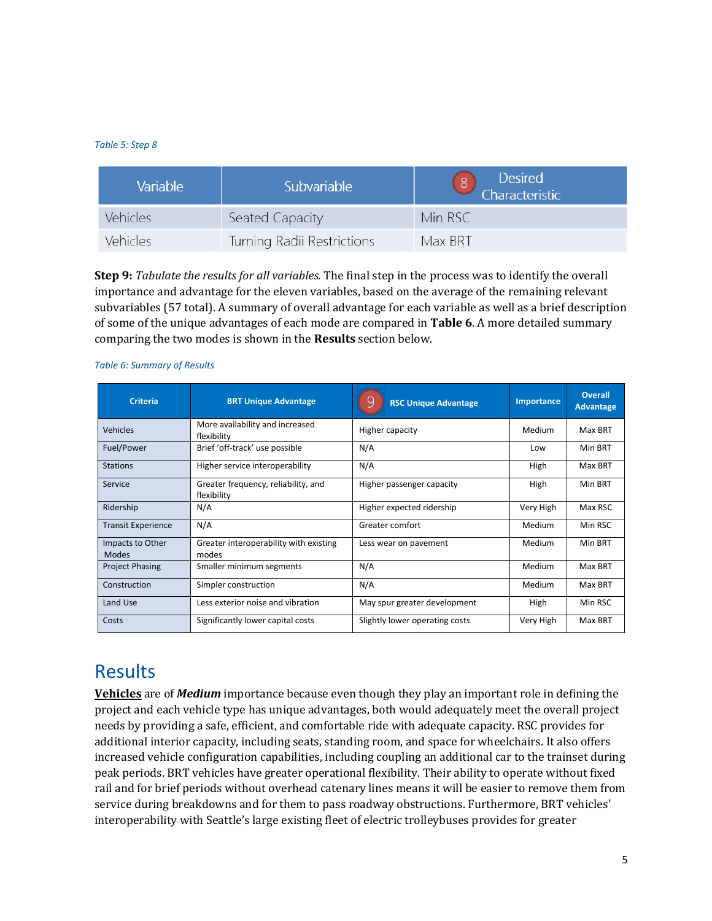*Table 5: Step 8*

| Variable | Subvariable | 8 Desired Characteristic |
|---|---|---|
| Vehicles | Seated Capacity | Min RSC |
| Vehicles | Turning Radii Restrictions | Max BRT |

**Step 9:** *Tabulate the results for all variables.* The final step in the process was to identify the overall importance and advantage for the eleven variables, based on the average of the remaining relevant subvariables (57 total). A summary of overall advantage for each variable as well as a brief description of some of the unique advantages of each mode are compared in **Table 6**. A more detailed summary comparing the two modes is shown in the **Results** section below.

*Table 6: Summary of Results*

| Criteria | BRT Unique Advantage | 9 RSC Unique Advantage | Importance | Overall Advantage |
|---|---|---|---|---|
| Vehicles | More availability and increased flexibility | Higher capacity | Medium | Max BRT |
| Fuel/Power | Brief 'off-track' use possible | N/A | Low | Min BRT |
| Stations | Higher service interoperability | N/A | High | Max BRT |
| Service | Greater frequency, reliability, and flexibility | Higher passenger capacity | High | Min BRT |
| Ridership | N/A | Higher expected ridership | Very High | Max RSC |
| Transit Experience | N/A | Greater comfort | Medium | Min RSC |
| Impacts to Other Modes | Greater interoperability with existing modes | Less wear on pavement | Medium | Min BRT |
| Project Phasing | Smaller minimum segments | N/A | Medium | Max BRT |
| Construction | Simpler construction | N/A | Medium | Max BRT |
| Land Use | Less exterior noise and vibration | May spur greater development | High | Min RSC |
| Costs | Significantly lower capital costs | Slightly lower operating costs | Very High | Max BRT |

# Results

**Vehicles** are of ***Medium*** importance because even though they play an important role in defining the project and each vehicle type has unique advantages, both would adequately meet the overall project needs by providing a safe, efficient, and comfortable ride with adequate capacity. RSC provides for additional interior capacity, including seats, standing room, and space for wheelchairs. It also offers increased vehicle configuration capabilities, including coupling an additional car to the trainset during peak periods. BRT vehicles have greater operational flexibility. Their ability to operate without fixed rail and for brief periods without overhead catenary lines means it will be easier to remove them from service during breakdowns and for them to pass roadway obstructions. Furthermore, BRT vehicles' interoperability with Seattle's large existing fleet of electric trolleybuses provides for greater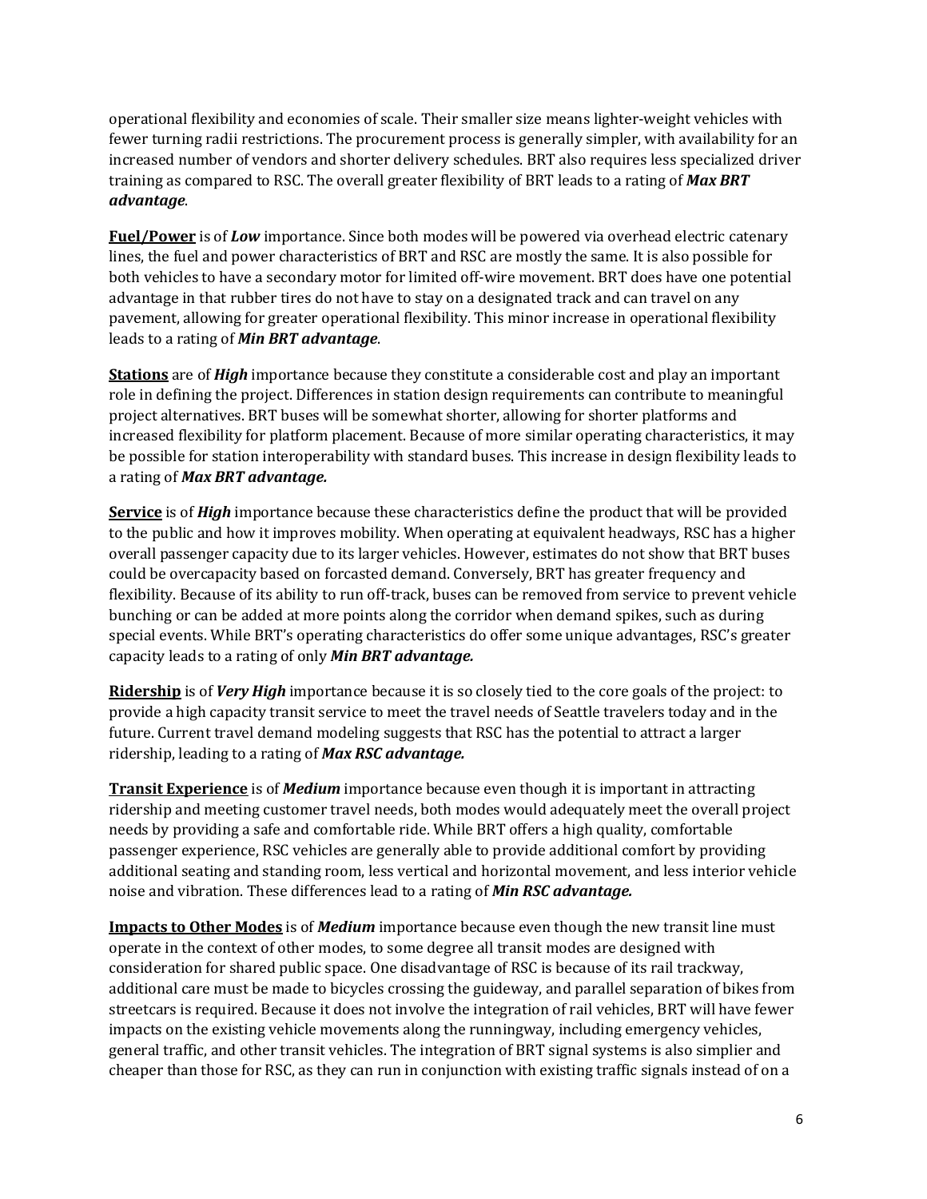operational flexibility and economies of scale. Their smaller size means lighter-weight vehicles with fewer turning radii restrictions. The procurement process is generally simpler, with availability for an increased number of vendors and shorter delivery schedules. BRT also requires less specialized driver training as compared to RSC. The overall greater flexibility of BRT leads to a rating of ***Max BRT advantage***.

**Fuel/Power** is of ***Low*** importance. Since both modes will be powered via overhead electric catenary lines, the fuel and power characteristics of BRT and RSC are mostly the same. It is also possible for both vehicles to have a secondary motor for limited off-wire movement. BRT does have one potential advantage in that rubber tires do not have to stay on a designated track and can travel on any pavement, allowing for greater operational flexibility. This minor increase in operational flexibility leads to a rating of ***Min BRT advantage***.

**Stations** are of ***High*** importance because they constitute a considerable cost and play an important role in defining the project. Differences in station design requirements can contribute to meaningful project alternatives. BRT buses will be somewhat shorter, allowing for shorter platforms and increased flexibility for platform placement. Because of more similar operating characteristics, it may be possible for station interoperability with standard buses. This increase in design flexibility leads to a rating of ***Max BRT advantage.***

**Service** is of ***High*** importance because these characteristics define the product that will be provided to the public and how it improves mobility. When operating at equivalent headways, RSC has a higher overall passenger capacity due to its larger vehicles. However, estimates do not show that BRT buses could be overcapacity based on forcasted demand. Conversely, BRT has greater frequency and flexibility. Because of its ability to run off-track, buses can be removed from service to prevent vehicle bunching or can be added at more points along the corridor when demand spikes, such as during special events. While BRT's operating characteristics do offer some unique advantages, RSC's greater capacity leads to a rating of only ***Min BRT advantage.***

**Ridership** is of ***Very High*** importance because it is so closely tied to the core goals of the project: to provide a high capacity transit service to meet the travel needs of Seattle travelers today and in the future. Current travel demand modeling suggests that RSC has the potential to attract a larger ridership, leading to a rating of ***Max RSC advantage.***

**Transit Experience** is of ***Medium*** importance because even though it is important in attracting ridership and meeting customer travel needs, both modes would adequately meet the overall project needs by providing a safe and comfortable ride. While BRT offers a high quality, comfortable passenger experience, RSC vehicles are generally able to provide additional comfort by providing additional seating and standing room, less vertical and horizontal movement, and less interior vehicle noise and vibration. These differences lead to a rating of ***Min RSC advantage.***

**Impacts to Other Modes** is of ***Medium*** importance because even though the new transit line must operate in the context of other modes, to some degree all transit modes are designed with consideration for shared public space. One disadvantage of RSC is because of its rail trackway, additional care must be made to bicycles crossing the guideway, and parallel separation of bikes from streetcars is required. Because it does not involve the integration of rail vehicles, BRT will have fewer impacts on the existing vehicle movements along the runningway, including emergency vehicles, general traffic, and other transit vehicles. The integration of BRT signal systems is also simplier and cheaper than those for RSC, as they can run in conjunction with existing traffic signals instead of on a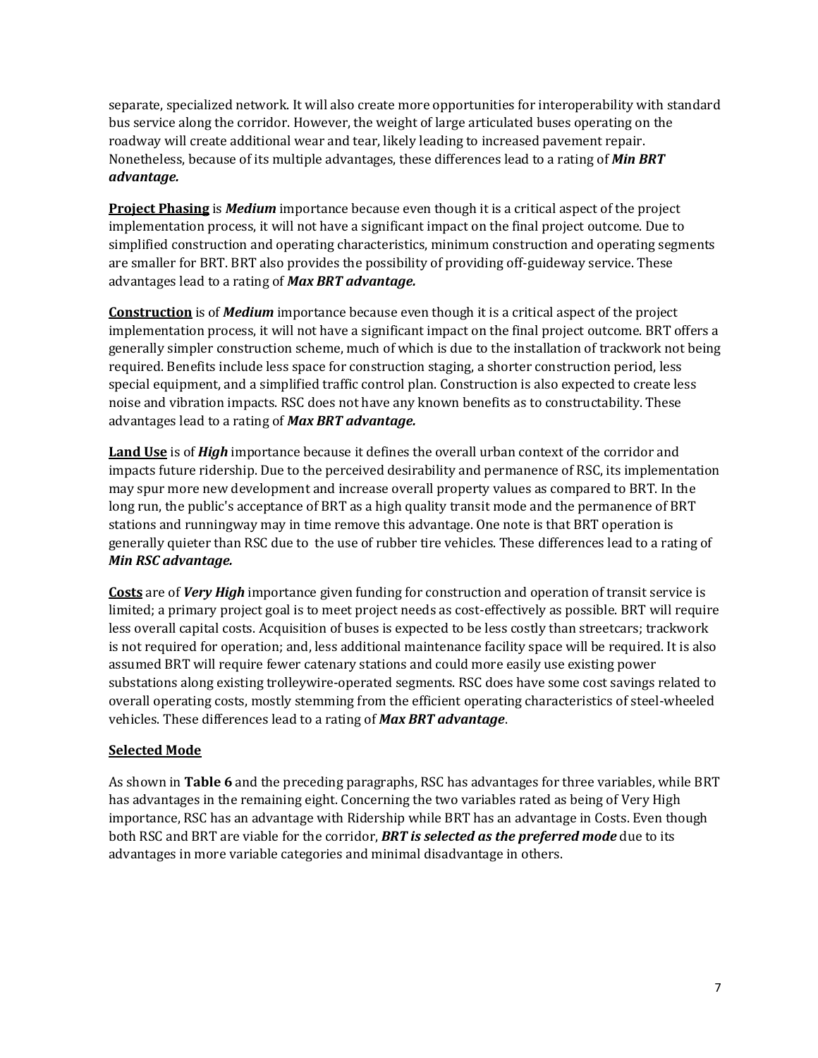separate, specialized network. It will also create more opportunities for interoperability with standard bus service along the corridor. However, the weight of large articulated buses operating on the roadway will create additional wear and tear, likely leading to increased pavement repair. Nonetheless, because of its multiple advantages, these differences lead to a rating of ***Min BRT advantage.***

**Project Phasing** is ***Medium*** importance because even though it is a critical aspect of the project implementation process, it will not have a significant impact on the final project outcome. Due to simplified construction and operating characteristics, minimum construction and operating segments are smaller for BRT. BRT also provides the possibility of providing off-guideway service. These advantages lead to a rating of ***Max BRT advantage.***

**Construction** is of ***Medium*** importance because even though it is a critical aspect of the project implementation process, it will not have a significant impact on the final project outcome. BRT offers a generally simpler construction scheme, much of which is due to the installation of trackwork not being required. Benefits include less space for construction staging, a shorter construction period, less special equipment, and a simplified traffic control plan. Construction is also expected to create less noise and vibration impacts. RSC does not have any known benefits as to constructability. These advantages lead to a rating of ***Max BRT advantage.***

**Land Use** is of ***High*** importance because it defines the overall urban context of the corridor and impacts future ridership. Due to the perceived desirability and permanence of RSC, its implementation may spur more new development and increase overall property values as compared to BRT. In the long run, the public's acceptance of BRT as a high quality transit mode and the permanence of BRT stations and runningway may in time remove this advantage. One note is that BRT operation is generally quieter than RSC due to the use of rubber tire vehicles. These differences lead to a rating of ***Min RSC advantage.***

**Costs** are of ***Very High*** importance given funding for construction and operation of transit service is limited; a primary project goal is to meet project needs as cost-effectively as possible. BRT will require less overall capital costs. Acquisition of buses is expected to be less costly than streetcars; trackwork is not required for operation; and, less additional maintenance facility space will be required. It is also assumed BRT will require fewer catenary stations and could more easily use existing power substations along existing trolleywire-operated segments. RSC does have some cost savings related to overall operating costs, mostly stemming from the efficient operating characteristics of steel-wheeled vehicles. These differences lead to a rating of ***Max BRT advantage***.

## Selected Mode

As shown in **Table 6** and the preceding paragraphs, RSC has advantages for three variables, while BRT has advantages in the remaining eight. Concerning the two variables rated as being of Very High importance, RSC has an advantage with Ridership while BRT has an advantage in Costs. Even though both RSC and BRT are viable for the corridor, ***BRT is selected as the preferred mode*** due to its advantages in more variable categories and minimal disadvantage in others.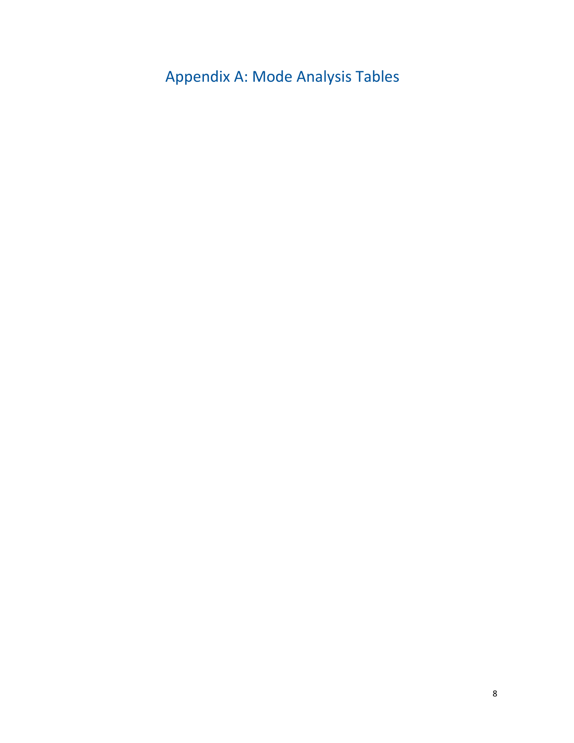# Appendix A: Mode Analysis Tables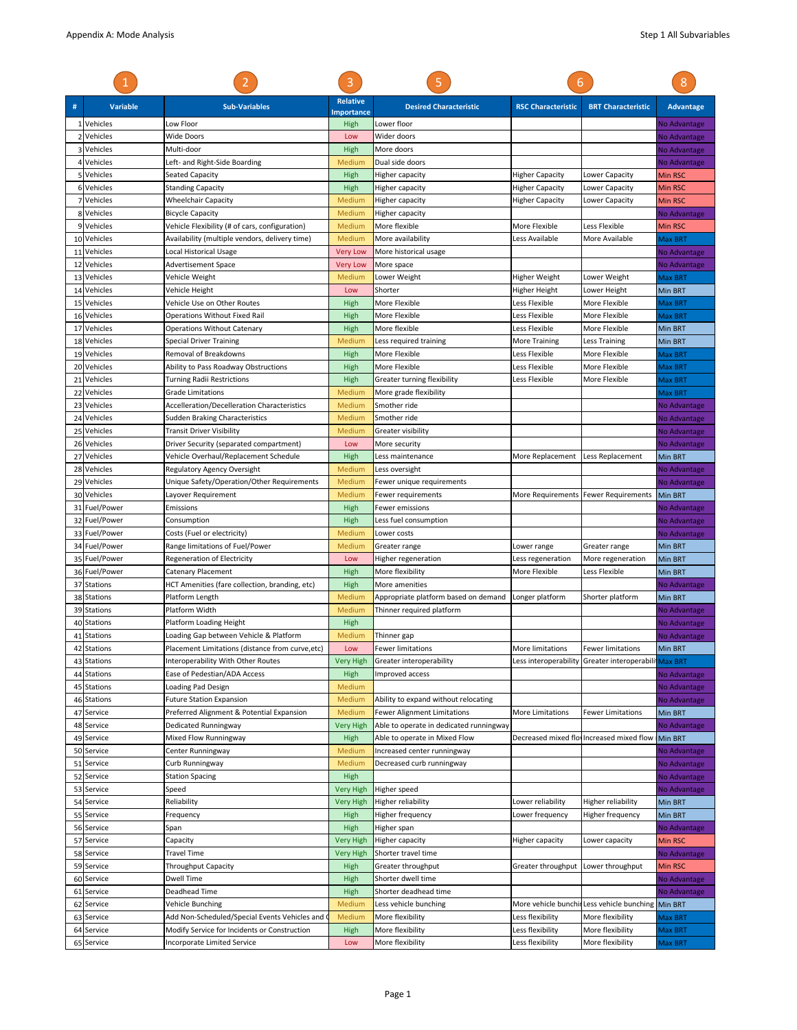Appendix A: Mode Analysis

Step 1 All Subvariables

| # | Variable (1) | Sub-Variables (2) | Relative Importance (3) | Desired Characteristic (5) | RSC Characteristic (6) | BRT Characteristic | Advantage (8) |
|---|---|---|---|---|---|---|---|
| 1 | Vehicles | Low Floor | High | Lower floor | | | No Advantage |
| 2 | Vehicles | Wide Doors | Low | Wider doors | | | No Advantage |
| 3 | Vehicles | Multi-door | High | More doors | | | No Advantage |
| 4 | Vehicles | Left- and Right-Side Boarding | Medium | Dual side doors | | | No Advantage |
| 5 | Vehicles | Seated Capacity | High | Higher capacity | Higher Capacity | Lower Capacity | Min RSC |
| 6 | Vehicles | Standing Capacity | High | Higher capacity | Higher Capacity | Lower Capacity | Min RSC |
| 7 | Vehicles | Wheelchair Capacity | Medium | Higher capacity | Higher Capacity | Lower Capacity | Min RSC |
| 8 | Vehicles | Bicycle Capacity | Medium | Higher capacity | | | No Advantage |
| 9 | Vehicles | Vehicle Flexibility (# of cars, configuration) | Medium | More flexible | More Flexible | Less Flexible | Min RSC |
| 10 | Vehicles | Availability (multiple vendors, delivery time) | Medium | More availability | Less Available | More Available | Max BRT |
| 11 | Vehicles | Local Historical Usage | Very Low | More historical usage | | | No Advantage |
| 12 | Vehicles | Advertisement Space | Very Low | More space | | | No Advantage |
| 13 | Vehicles | Vehicle Weight | Medium | Lower Weight | Higher Weight | Lower Weight | Max BRT |
| 14 | Vehicles | Vehicle Height | Low | Shorter | Higher Height | Lower Height | Min BRT |
| 15 | Vehicles | Vehicle Use on Other Routes | High | More Flexible | Less Flexible | More Flexible | Max BRT |
| 16 | Vehicles | Operations Without Fixed Rail | High | More Flexible | Less Flexible | More Flexible | Max BRT |
| 17 | Vehicles | Operations Without Catenary | High | More flexible | Less Flexible | More Flexible | Min BRT |
| 18 | Vehicles | Special Driver Training | Medium | Less required training | More Training | Less Training | Min BRT |
| 19 | Vehicles | Removal of Breakdowns | High | More Flexible | Less Flexible | More Flexible | Max BRT |
| 20 | Vehicles | Ability to Pass Roadway Obstructions | High | More Flexible | Less Flexible | More Flexible | Max BRT |
| 21 | Vehicles | Turning Radii Restrictions | High | Greater turning flexibility | Less Flexible | More Flexible | Max BRT |
| 22 | Vehicles | Grade Limitations | Medium | More grade flexibility | | | Max BRT |
| 23 | Vehicles | Accelleration/Decelleration Characteristics | Medium | Smother ride | | | No Advantage |
| 24 | Vehicles | Sudden Braking Characteristics | Medium | Smother ride | | | No Advantage |
| 25 | Vehicles | Transit Driver Visibility | Medium | Greater visibility | | | No Advantage |
| 26 | Vehicles | Driver Security (separated compartment) | Low | More security | | | No Advantage |
| 27 | Vehicles | Vehicle Overhaul/Replacement Schedule | High | Less maintenance | More Replacement | Less Replacement | Min BRT |
| 28 | Vehicles | Regulatory Agency Oversight | Medium | Less oversight | | | No Advantage |
| 29 | Vehicles | Unique Safety/Operation/Other Requirements | Medium | Fewer unique requirements | | | No Advantage |
| 30 | Vehicles | Layover Requirement | Medium | Fewer requirements | More Requirements | Fewer Requirements | Min BRT |
| 31 | Fuel/Power | Emissions | High | Fewer emissions | | | No Advantage |
| 32 | Fuel/Power | Consumption | High | Less fuel consumption | | | No Advantage |
| 33 | Fuel/Power | Costs (Fuel or electricity) | Medium | Lower costs | | | No Advantage |
| 34 | Fuel/Power | Range limitations of Fuel/Power | Medium | Greater range | Lower range | Greater range | Min BRT |
| 35 | Fuel/Power | Regeneration of Electricity | Low | Higher regeneration | Less regeneration | More regeneration | Min BRT |
| 36 | Fuel/Power | Catenary Placement | High | More flexibility | More Flexible | Less Flexible | Min BRT |
| 37 | Stations | HCT Amenities (fare collection, branding, etc) | High | More amenities | | | No Advantage |
| 38 | Stations | Platform Length | Medium | Appropriate platform based on demand | Longer platform | Shorter platform | Min BRT |
| 39 | Stations | Platform Width | Medium | Thinner required platform | | | No Advantage |
| 40 | Stations | Platform Loading Height | High | | | | No Advantage |
| 41 | Stations | Loading Gap between Vehicle & Platform | Medium | Thinner gap | | | No Advantage |
| 42 | Stations | Placement Limitations (distance from curve,etc) | Low | Fewer limitations | More limitations | Fewer limitations | Min BRT |
| 43 | Stations | Interoperability With Other Routes | Very High | Greater interoperability | Less interoperability | Greater interoperabili | Max BRT |
| 44 | Stations | Ease of Pedestrian/ADA Access | High | Improved access | | | No Advantage |
| 45 | Stations | Loading Pad Design | Medium | | | | No Advantage |
| 46 | Stations | Future Station Expansion | Medium | Ability to expand without relocating | | | No Advantage |
| 47 | Service | Preferred Alignment & Potential Expansion | Medium | Fewer Alignment Limitations | More Limitations | Fewer Limitations | Min BRT |
| 48 | Service | Dedicated Runningway | Very High | Able to operate in dedicated runningway | | | No Advantage |
| 49 | Service | Mixed Flow Runningway | High | Able to operate in Mixed Flow | Decreased mixed flo | Increased mixed flow | Min BRT |
| 50 | Service | Center Runningway | Medium | Increased center runningway | | | No Advantage |
| 51 | Service | Curb Runningway | Medium | Decreased curb runningway | | | No Advantage |
| 52 | Service | Station Spacing | High | | | | No Advantage |
| 53 | Service | Speed | Very High | Higher speed | | | No Advantage |
| 54 | Service | Reliability | Very High | Higher reliability | Lower reliability | Higher reliability | Min BRT |
| 55 | Service | Frequency | High | Higher frequency | Lower frequency | Higher frequency | Min BRT |
| 56 | Service | Span | High | Higher span | | | No Advantage |
| 57 | Service | Capacity | Very High | Higher capacity | Higher capacity | Lower capacity | Min RSC |
| 58 | Service | Travel Time | Very High | Shorter travel time | | | No Advantage |
| 59 | Service | Throughput Capacity | High | Greater throughput | Greater throughput | Lower throughput | Min RSC |
| 60 | Service | Dwell Time | High | Shorter dwell time | | | No Advantage |
| 61 | Service | Deadhead Time | High | Shorter deadhead time | | | No Advantage |
| 62 | Service | Vehicle Bunching | Medium | Less vehicle bunching | More vehicle bunchi | Less vehicle bunching | Min BRT |
| 63 | Service | Add Non-Scheduled/Special Events Vehicles and ( | Medium | More flexibility | Less flexibility | More flexibility | Max BRT |
| 64 | Service | Modify Service for Incidents or Construction | High | More flexibility | Less flexibility | More flexibility | Max BRT |
| 65 | Service | Incorporate Limited Service | Low | More flexibility | Less flexibility | More flexibility | Max BRT |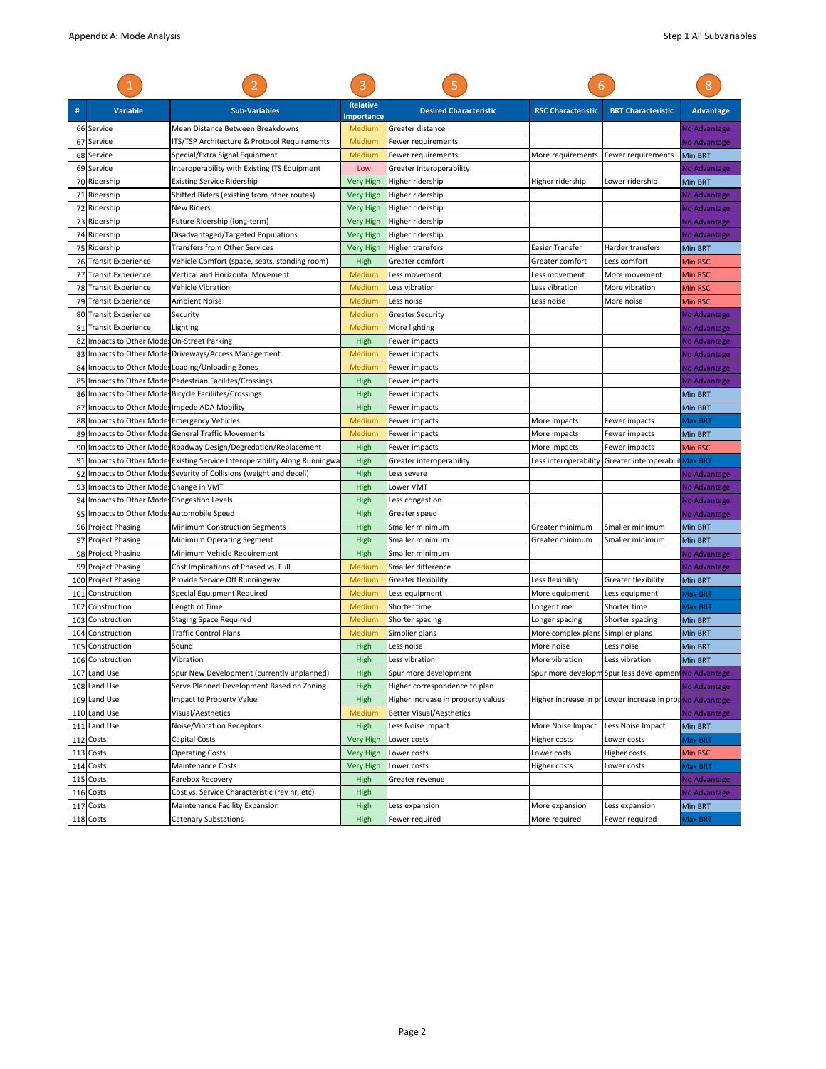| # | Variable | Sub-Variables | Relative Importance | Desired Characteristic | RSC Characteristic | BRT Characteristic | Advantage |
|---|---|---|---|---|---|---|---|
| | 1 | 2 | 3 | 5 | 6 | | 8 |
| 66 | Service | Mean Distance Between Breakdowns | Medium | Greater distance | | | No Advantage |
| 67 | Service | ITS/TSP Architecture & Protocol Requirements | Medium | Fewer requirements | | | No Advantage |
| 68 | Service | Special/Extra Signal Equipment | Medium | Fewer requirements | More requirements | Fewer requirements | Min BRT |
| 69 | Service | Interoperability with Existing ITS Equipment | Low | Greater interoperability | | | No Advantage |
| 70 | Ridership | Existing Service Ridership | Very High | Higher ridership | Higher ridership | Lower ridership | Min BRT |
| 71 | Ridership | Shifted Riders (existing from other routes) | Very High | Higher ridership | | | No Advantage |
| 72 | Ridership | New Riders | Very High | Higher ridership | | | No Advantage |
| 73 | Ridership | Future Ridership (long-term) | Very High | Higher ridership | | | No Advantage |
| 74 | Ridership | Disadvantaged/Targeted Populations | Very High | Higher ridership | | | No Advantage |
| 75 | Ridership | Transfers from Other Services | Very High | Higher transfers | Easier Transfer | Harder transfers | Min BRT |
| 76 | Transit Experience | Vehicle Comfort (space, seats, standing room) | High | Greater comfort | Greater comfort | Less comfort | Min RSC |
| 77 | Transit Experience | Vertical and Horizontal Movement | Medium | Less movement | Less movement | More movement | Min RSC |
| 78 | Transit Experience | Vehicle Vibration | Medium | Less vibration | Less vibration | More vibration | Min RSC |
| 79 | Transit Experience | Ambient Noise | Medium | Less noise | Less noise | More noise | Min RSC |
| 80 | Transit Experience | Security | Medium | Greater Security | | | No Advantage |
| 81 | Transit Experience | Lighting | Medium | More lighting | | | No Advantage |
| 82 | Impacts to Other Modes | On-Street Parking | High | Fewer impacts | | | No Advantage |
| 83 | Impacts to Other Modes | Driveways/Access Management | Medium | Fewer impacts | | | No Advantage |
| 84 | Impacts to Other Modes | Loading/Unloading Zones | Medium | Fewer impacts | | | No Advantage |
| 85 | Impacts to Other Modes | Pedestrian Facilites/Crossings | High | Fewer impacts | | | No Advantage |
| 86 | Impacts to Other Modes | Bicycle Faciliites/Crossings | High | Fewer impacts | | | Min BRT |
| 87 | Impacts to Other Modes | Impede ADA Mobility | High | Fewer impacts | | | Min BRT |
| 88 | Impacts to Other Modes | Emergency Vehicles | Medium | Fewer impacts | More impacts | Fewer impacts | Max BRT |
| 89 | Impacts to Other Modes | General Traffic Movements | Medium | Fewer impacts | More impacts | Fewer impacts | Min BRT |
| 90 | Impacts to Other Modes | Roadway Design/Degredation/Replacement | High | Fewer impacts | More impacts | Fewer impacts | Min RSC |
| 91 | Impacts to Other Modes | Existing Service Interoperability Along Runningwa | High | Greater interoperability | Less interoperability | Greater interoperabili | Max BRT |
| 92 | Impacts to Other Modes | Severity of Collisions (weight and decell) | High | Less severe | | | No Advantage |
| 93 | Impacts to Other Modes | Change in VMT | High | Lower VMT | | | No Advantage |
| 94 | Impacts to Other Modes | Congestion Levels | High | Less congestion | | | No Advantage |
| 95 | Impacts to Other Modes | Automobile Speed | High | Greater speed | | | No Advantage |
| 96 | Project Phasing | Minimum Construction Segments | High | Smaller minimum | Greater minimum | Smaller minimum | Min BRT |
| 97 | Project Phasing | Minimum Operating Segment | High | Smaller minimum | Greater minimum | Smaller minimum | Min BRT |
| 98 | Project Phasing | Minimum Vehicle Requirement | High | Smaller minimum | | | No Advantage |
| 99 | Project Phasing | Cost Implications of Phased vs. Full | Medium | Smaller difference | | | No Advantage |
| 100 | Project Phasing | Provide Service Off Runningway | Medium | Greater flexibility | Less flexibility | Greater flexibility | Min BRT |
| 101 | Construction | Special Equipment Required | Medium | Less equipment | More equipment | Less equipment | Max BRT |
| 102 | Construction | Length of Time | Medium | Shorter time | Longer time | Shorter time | Max BRT |
| 103 | Construction | Staging Space Required | Medium | Shorter spacing | Longer spacing | Shorter spacing | Min BRT |
| 104 | Construction | Traffic Control Plans | Medium | Simplier plans | More complex plans | Simplier plans | Min BRT |
| 105 | Construction | Sound | High | Less noise | More noise | Less noise | Min BRT |
| 106 | Construction | Vibration | High | Less vibration | More vibration | Less vibration | Min BRT |
| 107 | Land Use | Spur New Development (currently unplanned) | High | Spur more development | Spur more developm | Spur less development | No Advantage |
| 108 | Land Use | Serve Planned Development Based on Zoning | High | Higher correspondence to plan | | | No Advantage |
| 109 | Land Use | Impact to Property Value | High | Higher increase in property values | Higher increase in pr | Lower increase in prop | No Advantage |
| 110 | Land Use | Visual/Aesthetics | Medium | Better Visual/Aesthetics | | | No Advantage |
| 111 | Land Use | Noise/Vibration Receptors | High | Less Noise Impact | More Noise Impact | Less Noise Impact | Min BRT |
| 112 | Costs | Capital Costs | Very High | Lower costs | Higher costs | Lower costs | Max BRT |
| 113 | Costs | Operating Costs | Very High | Lower costs | Lower costs | Higher costs | Min RSC |
| 114 | Costs | Maintenance Costs | Very High | Lower costs | Higher costs | Lower costs | Max BRT |
| 115 | Costs | Farebox Recovery | High | Greater revenue | | | No Advantage |
| 116 | Costs | Cost vs. Service Characteristic (rev hr, etc) | High | | | | No Advantage |
| 117 | Costs | Maintenance Facility Expansion | High | Less expansion | More expansion | Less expansion | Min BRT |
| 118 | Costs | Catenary Substations | High | Fewer required | More required | Fewer required | Max BRT |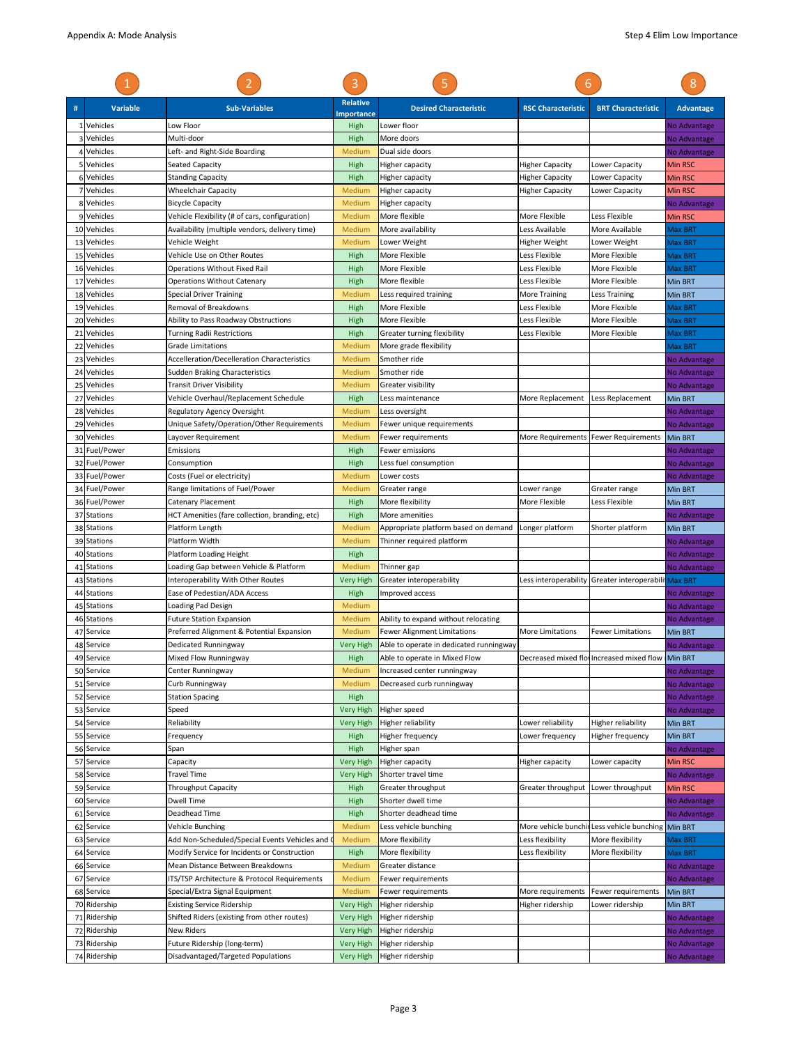| # | Variable | Sub-Variables | Relative Importance | Desired Characteristic | RSC Characteristic | BRT Characteristic | Advantage |
|---|---|---|---|---|---|---|---|
| | 1 | 2 | 3 | 5 | 6 | | 8 |
| 1 | Vehicles | Low Floor | High | Lower floor | | | No Advantage |
| 3 | Vehicles | Multi-door | High | More doors | | | No Advantage |
| 4 | Vehicles | Left- and Right-Side Boarding | Medium | Dual side doors | | | No Advantage |
| 5 | Vehicles | Seated Capacity | High | Higher capacity | Higher Capacity | Lower Capacity | Min RSC |
| 6 | Vehicles | Standing Capacity | High | Higher capacity | Higher Capacity | Lower Capacity | Min RSC |
| 7 | Vehicles | Wheelchair Capacity | Medium | Higher capacity | Higher Capacity | Lower Capacity | Min RSC |
| 8 | Vehicles | Bicycle Capacity | Medium | Higher capacity | | | No Advantage |
| 9 | Vehicles | Vehicle Flexibility (# of cars, configuration) | Medium | More flexible | More Flexible | Less Flexible | Min RSC |
| 10 | Vehicles | Availability (multiple vendors, delivery time) | Medium | More availability | Less Available | More Available | Max BRT |
| 13 | Vehicles | Vehicle Weight | Medium | Lower Weight | Higher Weight | Lower Weight | Max BRT |
| 15 | Vehicles | Vehicle Use on Other Routes | High | More Flexible | Less Flexible | More Flexible | Max BRT |
| 16 | Vehicles | Operations Without Fixed Rail | High | More Flexible | Less Flexible | More Flexible | Max BRT |
| 17 | Vehicles | Operations Without Catenary | High | More flexible | Less Flexible | More Flexible | Min BRT |
| 18 | Vehicles | Special Driver Training | Medium | Less required training | More Training | Less Training | Min BRT |
| 19 | Vehicles | Removal of Breakdowns | High | More Flexible | Less Flexible | More Flexible | Max BRT |
| 20 | Vehicles | Ability to Pass Roadway Obstructions | High | More Flexible | Less Flexible | More Flexible | Max BRT |
| 21 | Vehicles | Turning Radii Restrictions | High | Greater turning flexibility | Less Flexible | More Flexible | Max BRT |
| 22 | Vehicles | Grade Limitations | Medium | More grade flexibility | | | Max BRT |
| 23 | Vehicles | Accelleration/Decelleration Characteristics | Medium | Smother ride | | | No Advantage |
| 24 | Vehicles | Sudden Braking Characteristics | Medium | Smother ride | | | No Advantage |
| 25 | Vehicles | Transit Driver Visibility | Medium | Greater visibility | | | No Advantage |
| 27 | Vehicles | Vehicle Overhaul/Replacement Schedule | High | Less maintenance | More Replacement | Less Replacement | Min BRT |
| 28 | Vehicles | Regulatory Agency Oversight | Medium | Less oversight | | | No Advantage |
| 29 | Vehicles | Unique Safety/Operation/Other Requirements | Medium | Fewer unique requirements | | | No Advantage |
| 30 | Vehicles | Layover Requirement | Medium | Fewer requirements | More Requirements | Fewer Requirements | Min BRT |
| 31 | Fuel/Power | Emissions | High | Fewer emissions | | | No Advantage |
| 32 | Fuel/Power | Consumption | High | Less fuel consumption | | | No Advantage |
| 33 | Fuel/Power | Costs (Fuel or electricity) | Medium | Lower costs | | | No Advantage |
| 34 | Fuel/Power | Range limitations of Fuel/Power | Medium | Greater range | Lower range | Greater range | Min BRT |
| 36 | Fuel/Power | Catenary Placement | High | More flexibility | More Flexible | Less Flexible | Min BRT |
| 37 | Stations | HCT Amenities (fare collection, branding, etc) | High | More amenities | | | No Advantage |
| 38 | Stations | Platform Length | Medium | Appropriate platform based on demand | Longer platform | Shorter platform | Min BRT |
| 39 | Stations | Platform Width | Medium | Thinner required platform | | | No Advantage |
| 40 | Stations | Platform Loading Height | High | | | | No Advantage |
| 41 | Stations | Loading Gap between Vehicle & Platform | Medium | Thinner gap | | | No Advantage |
| 43 | Stations | Interoperability With Other Routes | Very High | Greater interoperability | Less interoperability | Greater interoperabili | Max BRT |
| 44 | Stations | Ease of Pedestrian/ADA Access | High | Improved access | | | No Advantage |
| 45 | Stations | Loading Pad Design | Medium | | | | No Advantage |
| 46 | Stations | Future Station Expansion | Medium | Ability to expand without relocating | | | No Advantage |
| 47 | Service | Preferred Alignment & Potential Expansion | Medium | Fewer Alignment Limitations | More Limitations | Fewer Limitations | Min BRT |
| 48 | Service | Dedicated Runningway | Very High | Able to operate in dedicated runningway | | | No Advantage |
| 49 | Service | Mixed Flow Runningway | High | Able to operate in Mixed Flow | Decreased mixed flo | Increased mixed flow | Min BRT |
| 50 | Service | Center Runningway | Medium | Increased center runningway | | | No Advantage |
| 51 | Service | Curb Runningway | Medium | Decreased curb runningway | | | No Advantage |
| 52 | Service | Station Spacing | High | | | | No Advantage |
| 53 | Service | Speed | Very High | Higher speed | | | No Advantage |
| 54 | Service | Reliability | Very High | Higher reliability | Lower reliability | Higher reliability | Min BRT |
| 55 | Service | Frequency | High | Higher frequency | Lower frequency | Higher frequency | Min BRT |
| 56 | Service | Span | High | Higher span | | | No Advantage |
| 57 | Service | Capacity | Very High | Higher capacity | Higher capacity | Lower capacity | Min RSC |
| 58 | Service | Travel Time | Very High | Shorter travel time | | | No Advantage |
| 59 | Service | Throughput Capacity | High | Greater throughput | Greater throughput | Lower throughput | Min RSC |
| 60 | Service | Dwell Time | High | Shorter dwell time | | | No Advantage |
| 61 | Service | Deadhead Time | High | Shorter deadhead time | | | No Advantage |
| 62 | Service | Vehicle Bunching | Medium | Less vehicle bunching | More vehicle bunchi | Less vehicle bunching | Min BRT |
| 63 | Service | Add Non-Scheduled/Special Events Vehicles and ( | Medium | More flexibility | Less flexibility | More flexibility | Max BRT |
| 64 | Service | Modify Service for Incidents or Construction | High | More flexibility | Less flexibility | More flexibility | Max BRT |
| 66 | Service | Mean Distance Between Breakdowns | Medium | Greater distance | | | No Advantage |
| 67 | Service | ITS/TSP Architecture & Protocol Requirements | Medium | Fewer requirements | | | No Advantage |
| 68 | Service | Special/Extra Signal Equipment | Medium | Fewer requirements | More requirements | Fewer requirements | Min BRT |
| 70 | Ridership | Existing Service Ridership | Very High | Higher ridership | Higher ridership | Lower ridership | Min BRT |
| 71 | Ridership | Shifted Riders (existing from other routes) | Very High | Higher ridership | | | No Advantage |
| 72 | Ridership | New Riders | Very High | Higher ridership | | | No Advantage |
| 73 | Ridership | Future Ridership (long-term) | Very High | Higher ridership | | | No Advantage |
| 74 | Ridership | Disadvantaged/Targeted Populations | Very High | Higher ridership | | | No Advantage |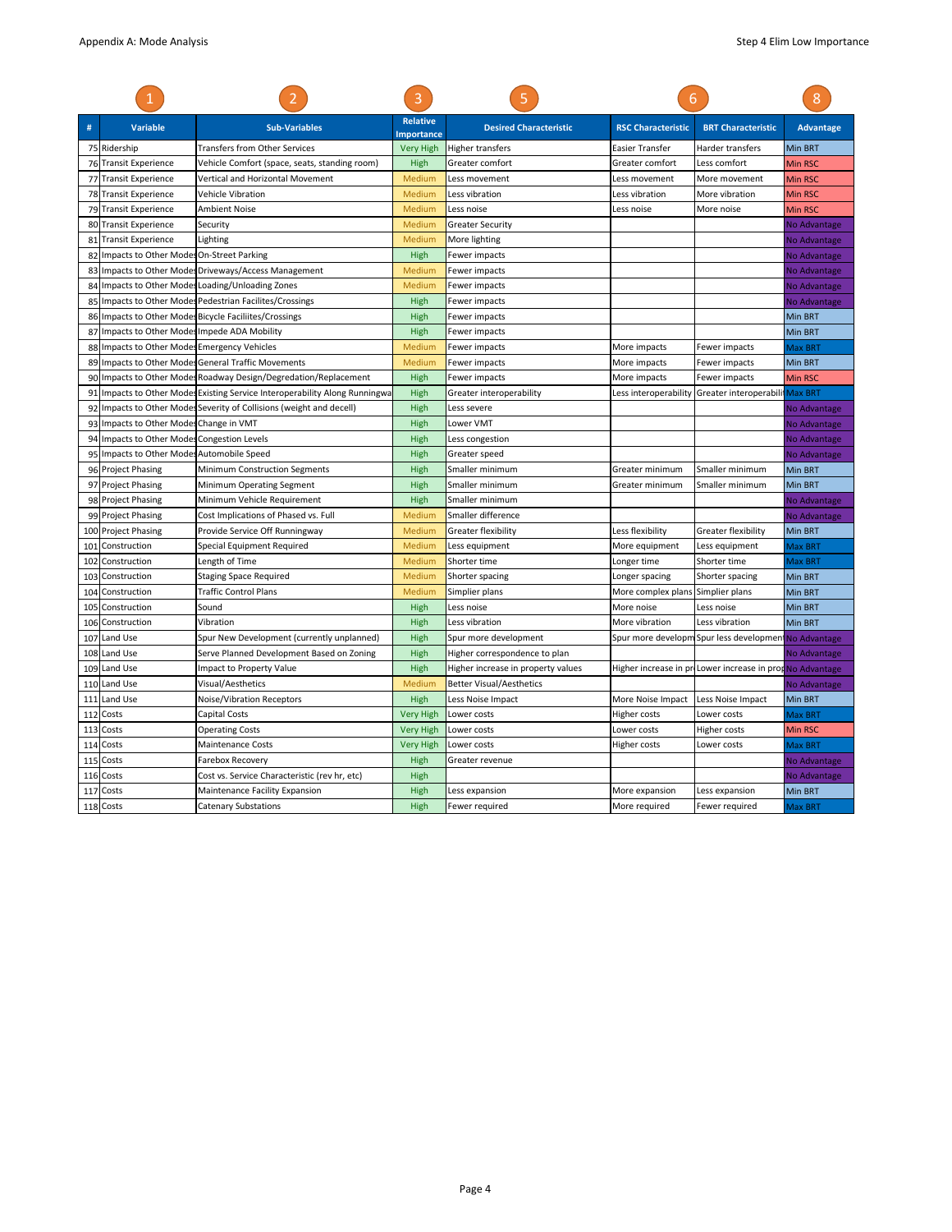| # | Variable | Sub-Variables | Relative Importance | Desired Characteristic | RSC Characteristic | BRT Characteristic | Advantage |
|---|---|---|---|---|---|---|---|
| | 1 | 2 | 3 | 5 | 6 | | 8 |
| 75 | Ridership | Transfers from Other Services | Very High | Higher transfers | Easier Transfer | Harder transfers | Min BRT |
| 76 | Transit Experience | Vehicle Comfort (space, seats, standing room) | High | Greater comfort | Greater comfort | Less comfort | Min RSC |
| 77 | Transit Experience | Vertical and Horizontal Movement | Medium | Less movement | Less movement | More movement | Min RSC |
| 78 | Transit Experience | Vehicle Vibration | Medium | Less vibration | Less vibration | More vibration | Min RSC |
| 79 | Transit Experience | Ambient Noise | Medium | Less noise | Less noise | More noise | Min RSC |
| 80 | Transit Experience | Security | Medium | Greater Security | | | No Advantage |
| 81 | Transit Experience | Lighting | Medium | More lighting | | | No Advantage |
| 82 | Impacts to Other Modes | On-Street Parking | High | Fewer impacts | | | No Advantage |
| 83 | Impacts to Other Modes | Driveways/Access Management | Medium | Fewer impacts | | | No Advantage |
| 84 | Impacts to Other Modes | Loading/Unloading Zones | Medium | Fewer impacts | | | No Advantage |
| 85 | Impacts to Other Modes | Pedestrian Facilites/Crossings | High | Fewer impacts | | | No Advantage |
| 86 | Impacts to Other Modes | Bicycle Faciliites/Crossings | High | Fewer impacts | | | Min BRT |
| 87 | Impacts to Other Modes | Impede ADA Mobility | High | Fewer impacts | | | Min BRT |
| 88 | Impacts to Other Modes | Emergency Vehicles | Medium | Fewer impacts | More impacts | Fewer impacts | Max BRT |
| 89 | Impacts to Other Modes | General Traffic Movements | Medium | Fewer impacts | More impacts | Fewer impacts | Min BRT |
| 90 | Impacts to Other Modes | Roadway Design/Degredation/Replacement | High | Fewer impacts | More impacts | Fewer impacts | Min RSC |
| 91 | Impacts to Other Modes | Existing Service Interoperability Along Runningwa | High | Greater interoperability | Less interoperability | Greater interoperabili | Max BRT |
| 92 | Impacts to Other Modes | Severity of Collisions (weight and decell) | High | Less severe | | | No Advantage |
| 93 | Impacts to Other Modes | Change in VMT | High | Lower VMT | | | No Advantage |
| 94 | Impacts to Other Modes | Congestion Levels | High | Less congestion | | | No Advantage |
| 95 | Impacts to Other Modes | Automobile Speed | High | Greater speed | | | No Advantage |
| 96 | Project Phasing | Minimum Construction Segments | High | Smaller minimum | Greater minimum | Smaller minimum | Min BRT |
| 97 | Project Phasing | Minimum Operating Segment | High | Smaller minimum | Greater minimum | Smaller minimum | Min BRT |
| 98 | Project Phasing | Minimum Vehicle Requirement | High | Smaller minimum | | | No Advantage |
| 99 | Project Phasing | Cost Implications of Phased vs. Full | Medium | Smaller difference | | | No Advantage |
| 100 | Project Phasing | Provide Service Off Runningway | Medium | Greater flexibility | Less flexibility | Greater flexibility | Min BRT |
| 101 | Construction | Special Equipment Required | Medium | Less equipment | More equipment | Less equipment | Max BRT |
| 102 | Construction | Length of Time | Medium | Shorter time | Longer time | Shorter time | Max BRT |
| 103 | Construction | Staging Space Required | Medium | Shorter spacing | Longer spacing | Shorter spacing | Min BRT |
| 104 | Construction | Traffic Control Plans | Medium | Simplier plans | More complex plans | Simplier plans | Min BRT |
| 105 | Construction | Sound | High | Less noise | More noise | Less noise | Min BRT |
| 106 | Construction | Vibration | High | Less vibration | More vibration | Less vibration | Min BRT |
| 107 | Land Use | Spur New Development (currently unplanned) | High | Spur more development | Spur more developm | Spur less development | No Advantage |
| 108 | Land Use | Serve Planned Development Based on Zoning | High | Higher correspondence to plan | | | No Advantage |
| 109 | Land Use | Impact to Property Value | High | Higher increase in property values | Higher increase in pr | Lower increase in prop | No Advantage |
| 110 | Land Use | Visual/Aesthetics | Medium | Better Visual/Aesthetics | | | No Advantage |
| 111 | Land Use | Noise/Vibration Receptors | High | Less Noise Impact | More Noise Impact | Less Noise Impact | Min BRT |
| 112 | Costs | Capital Costs | Very High | Lower costs | Higher costs | Lower costs | Max BRT |
| 113 | Costs | Operating Costs | Very High | Lower costs | Lower costs | Higher costs | Min RSC |
| 114 | Costs | Maintenance Costs | Very High | Lower costs | Higher costs | Lower costs | Max BRT |
| 115 | Costs | Farebox Recovery | High | Greater revenue | | | No Advantage |
| 116 | Costs | Cost vs. Service Characteristic (rev hr, etc) | High | | | | No Advantage |
| 117 | Costs | Maintenance Facility Expansion | High | Less expansion | More expansion | Less expansion | Min BRT |
| 118 | Costs | Catenary Substations | High | Fewer required | More required | Fewer required | Max BRT |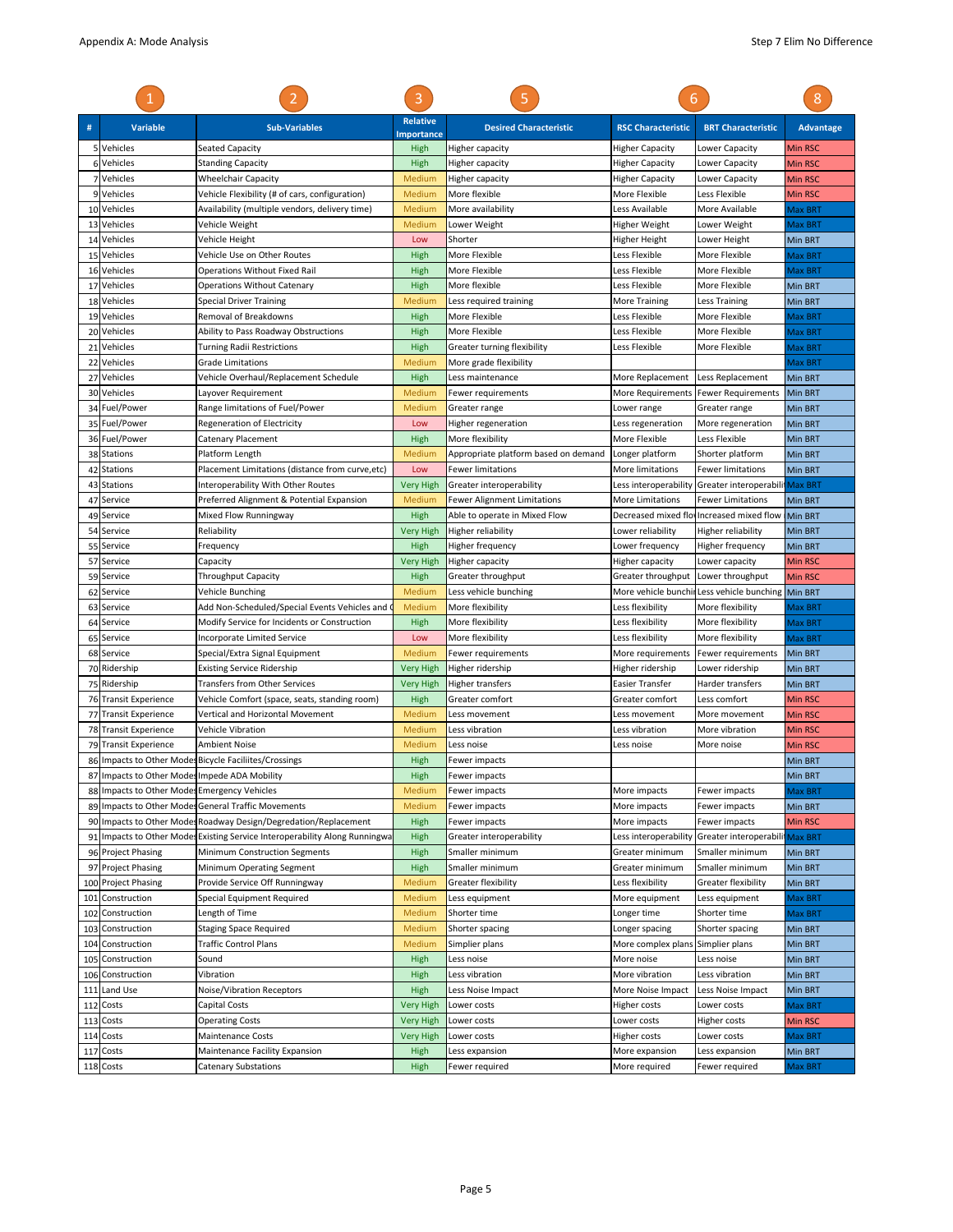Appendix A: Mode Analysis

Step 7 Elim No Difference

| 1 | | 2 | 3 | 5 | 6 | | 8 |
|---|---|---|---|---|---|---|---|
| # | Variable | Sub-Variables | Relative Importance | Desired Characteristic | RSC Characteristic | BRT Characteristic | Advantage |
| 5 | Vehicles | Seated Capacity | High | Higher capacity | Higher Capacity | Lower Capacity | Min RSC |
| 6 | Vehicles | Standing Capacity | High | Higher capacity | Higher Capacity | Lower Capacity | Min RSC |
| 7 | Vehicles | Wheelchair Capacity | Medium | Higher capacity | Higher Capacity | Lower Capacity | Min RSC |
| 9 | Vehicles | Vehicle Flexibility (# of cars, configuration) | Medium | More flexible | More Flexible | Less Flexible | Min RSC |
| 10 | Vehicles | Availability (multiple vendors, delivery time) | Medium | More availability | Less Available | More Available | Max BRT |
| 13 | Vehicles | Vehicle Weight | Medium | Lower Weight | Higher Weight | Lower Weight | Max BRT |
| 14 | Vehicles | Vehicle Height | Low | Shorter | Higher Height | Lower Height | Min BRT |
| 15 | Vehicles | Vehicle Use on Other Routes | High | More Flexible | Less Flexible | More Flexible | Max BRT |
| 16 | Vehicles | Operations Without Fixed Rail | High | More Flexible | Less Flexible | More Flexible | Max BRT |
| 17 | Vehicles | Operations Without Catenary | High | More flexible | Less Flexible | More Flexible | Min BRT |
| 18 | Vehicles | Special Driver Training | Medium | Less required training | More Training | Less Training | Min BRT |
| 19 | Vehicles | Removal of Breakdowns | High | More Flexible | Less Flexible | More Flexible | Max BRT |
| 20 | Vehicles | Ability to Pass Roadway Obstructions | High | More Flexible | Less Flexible | More Flexible | Max BRT |
| 21 | Vehicles | Turning Radii Restrictions | High | Greater turning flexibility | Less Flexible | More Flexible | Max BRT |
| 22 | Vehicles | Grade Limitations | Medium | More grade flexibility | | | Max BRT |
| 27 | Vehicles | Vehicle Overhaul/Replacement Schedule | High | Less maintenance | More Replacement | Less Replacement | Min BRT |
| 30 | Vehicles | Layover Requirement | Medium | Fewer requirements | More Requirements | Fewer Requirements | Min BRT |
| 34 | Fuel/Power | Range limitations of Fuel/Power | Medium | Greater range | Lower range | Greater range | Min BRT |
| 35 | Fuel/Power | Regeneration of Electricity | Low | Higher regeneration | Less regeneration | More regeneration | Min BRT |
| 36 | Fuel/Power | Catenary Placement | High | More flexibility | More Flexible | Less Flexible | Min BRT |
| 38 | Stations | Platform Length | Medium | Appropriate platform based on demand | Longer platform | Shorter platform | Min BRT |
| 42 | Stations | Placement Limitations (distance from curve,etc) | Low | Fewer limitations | More limitations | Fewer limitations | Min BRT |
| 43 | Stations | Interoperability With Other Routes | Very High | Greater interoperability | Less interoperability | Greater interoperabili | Max BRT |
| 47 | Service | Preferred Alignment & Potential Expansion | Medium | Fewer Alignment Limitations | More Limitations | Fewer Limitations | Min BRT |
| 49 | Service | Mixed Flow Runningway | High | Able to operate in Mixed Flow | Decreased mixed flo | Increased mixed flow | Min BRT |
| 54 | Service | Reliability | Very High | Higher reliability | Lower reliability | Higher reliability | Min BRT |
| 55 | Service | Frequency | High | Higher frequency | Lower frequency | Higher frequency | Min BRT |
| 57 | Service | Capacity | Very High | Higher capacity | Higher capacity | Lower capacity | Min RSC |
| 59 | Service | Throughput Capacity | High | Greater throughput | Greater throughput | Lower throughput | Min RSC |
| 62 | Service | Vehicle Bunching | Medium | Less vehicle bunching | More vehicle bunchi | Less vehicle bunching | Min BRT |
| 63 | Service | Add Non-Scheduled/Special Events Vehicles and ( | Medium | More flexibility | Less flexibility | More flexibility | Max BRT |
| 64 | Service | Modify Service for Incidents or Construction | High | More flexibility | Less flexibility | More flexibility | Max BRT |
| 65 | Service | Incorporate Limited Service | Low | More flexibility | Less flexibility | More flexibility | Max BRT |
| 68 | Service | Special/Extra Signal Equipment | Medium | Fewer requirements | More requirements | Fewer requirements | Min BRT |
| 70 | Ridership | Existing Network Ridership | Very High | Higher ridership | Higher ridership | Lower ridership | Min BRT |
| 75 | Ridership | Transfers from Other Services | Very High | Higher transfers | Easier Transfer | Harder transfers | Min BRT |
| 76 | Transit Experience | Vehicle Comfort (space, seats, standing room) | High | Greater comfort | Greater comfort | Less comfort | Min RSC |
| 77 | Transit Experience | Vertical and Horizontal Movement | Medium | Less movement | Less movement | More movement | Min RSC |
| 78 | Transit Experience | Vehicle Vibration | Medium | Less vibration | Less vibration | More vibration | Min RSC |
| 79 | Transit Experience | Ambient Noise | Medium | Less noise | Less noise | More noise | Min RSC |
| 86 | Impacts to Other Modes | Bicycle Faciliites/Crossings | High | Fewer impacts | | | Min BRT |
| 87 | Impacts to Other Modes | Impede ADA Mobility | High | Fewer impacts | | | Min BRT |
| 88 | Impacts to Other Modes | Emergency Vehicles | Medium | Fewer impacts | More impacts | Fewer impacts | Max BRT |
| 89 | Impacts to Other Modes | General Traffic Movements | Medium | Fewer impacts | More impacts | Fewer impacts | Min BRT |
| 90 | Impacts to Other Modes | Roadway Design/Degredation/Replacement | High | Fewer impacts | More impacts | Fewer impacts | Min RSC |
| 91 | Impacts to Other Modes | Existing Service Interoperability Along Runningwa | High | Greater interoperability | Less interoperability | Greater interoperabili | Max BRT |
| 96 | Project Phasing | Minimum Construction Segments | High | Smaller minimum | Greater minimum | Smaller minimum | Min BRT |
| 97 | Project Phasing | Minimum Operating Segment | High | Smaller minimum | Greater minimum | Smaller minimum | Min BRT |
| 100 | Project Phasing | Provide Service Off Runningway | Medium | Greater flexibility | Less flexibility | Greater flexibility | Min BRT |
| 101 | Construction | Special Equipment Required | Medium | Less equipment | More equipment | Less equipment | Max BRT |
| 102 | Construction | Length of Time | Medium | Shorter time | Longer time | Shorter time | Max BRT |
| 103 | Construction | Staging Space Required | Medium | Shorter spacing | Longer spacing | Shorter spacing | Min BRT |
| 104 | Construction | Traffic Control Plans | Medium | Simplier plans | More complex plans | Simplier plans | Min BRT |
| 105 | Construction | Sound | High | Less noise | More noise | Less noise | Min BRT |
| 106 | Construction | Vibration | High | Less vibration | More vibration | Less vibration | Min BRT |
| 111 | Land Use | Noise/Vibration Receptors | High | Less Noise Impact | More Noise Impact | Less Noise Impact | Min BRT |
| 112 | Costs | Capital Costs | Very High | Lower costs | Higher costs | Lower costs | Max BRT |
| 113 | Costs | Operating Costs | Very High | Lower costs | Lower costs | Higher costs | Min RSC |
| 114 | Costs | Maintenance Costs | Very High | Lower costs | Higher costs | Lower costs | Max BRT |
| 117 | Costs | Maintenance Facility Expansion | High | Less expansion | More expansion | Less expansion | Min BRT |
| 118 | Costs | Catenary Substations | High | Fewer required | More required | Fewer required | Max BRT |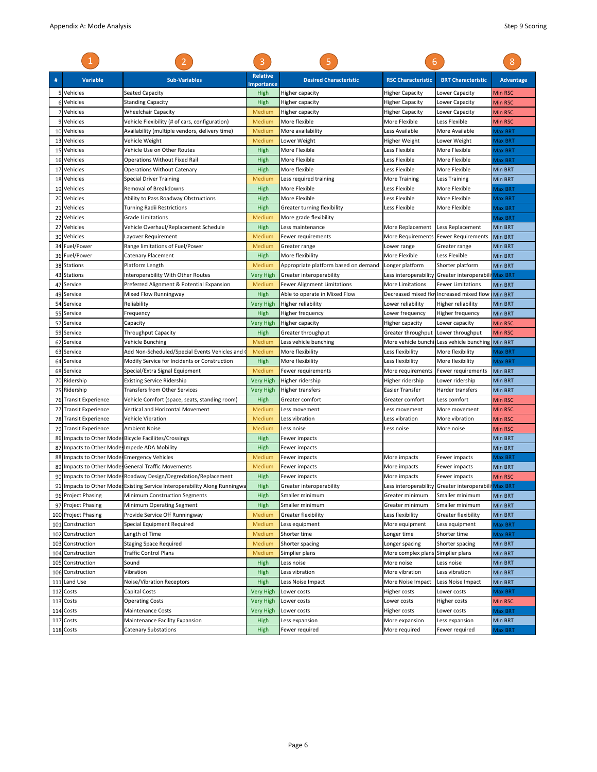| # | Variable | Sub-Variables | Relative Importance | Desired Characteristic | RSC Characteristic | BRT Characteristic | Advantage |
|---|---|---|---|---|---|---|---|
| 1 | 2 | | 3 | 5 | 6 | | 8 |
| 5 | Vehicles | Seated Capacity | High | Higher capacity | Higher Capacity | Lower Capacity | Min RSC |
| 6 | Vehicles | Standing Capacity | High | Higher capacity | Higher Capacity | Lower Capacity | Min RSC |
| 7 | Vehicles | Wheelchair Capacity | Medium | Higher capacity | Higher Capacity | Lower Capacity | Min RSC |
| 9 | Vehicles | Vehicle Flexibility (# of cars, configuration) | Medium | More flexible | More Flexible | Less Flexible | Min RSC |
| 10 | Vehicles | Availability (multiple vendors, delivery time) | Medium | More availability | Less Available | More Available | Max BRT |
| 13 | Vehicles | Vehicle Weight | Medium | Lower Weight | Higher Weight | Lower Weight | Max BRT |
| 15 | Vehicles | Vehicle Use on Other Routes | High | More Flexible | Less Flexible | More Flexible | Max BRT |
| 16 | Vehicles | Operations Without Fixed Rail | High | More Flexible | Less Flexible | More Flexible | Max BRT |
| 17 | Vehicles | Operations Without Catenary | High | More flexible | Less Flexible | More Flexible | Min BRT |
| 18 | Vehicles | Special Driver Training | Medium | Less required training | More Training | Less Training | Min BRT |
| 19 | Vehicles | Removal of Breakdowns | High | More Flexible | Less Flexible | More Flexible | Max BRT |
| 20 | Vehicles | Ability to Pass Roadway Obstructions | High | More Flexible | Less Flexible | More Flexible | Max BRT |
| 21 | Vehicles | Turning Radii Restrictions | High | Greater turning flexibility | Less Flexible | More Flexible | Max BRT |
| 22 | Vehicles | Grade Limitations | Medium | More grade flexibility | | | Max BRT |
| 27 | Vehicles | Vehicle Overhaul/Replacement Schedule | High | Less maintenance | More Replacement | Less Replacement | Min BRT |
| 30 | Vehicles | Layover Requirement | Medium | Fewer requirements | More Requirements | Fewer Requirements | Min BRT |
| 34 | Fuel/Power | Range limitations of Fuel/Power | Medium | Greater range | Lower range | Greater range | Min BRT |
| 36 | Fuel/Power | Catenary Placement | High | More flexibility | More Flexible | Less Flexible | Min BRT |
| 38 | Stations | Platform Length | Medium | Appropriate platform based on demand | Longer platform | Shorter platform | Min BRT |
| 43 | Stations | Interoperability With Other Routes | Very High | Greater interoperability | Less interoperability | Greater interoperabili | Max BRT |
| 47 | Service | Preferred Alignment & Potential Expansion | Medium | Fewer Alignment Limitations | More Limitations | Fewer Limitations | Min BRT |
| 49 | Service | Mixed Flow Runningway | High | Able to operate in Mixed Flow | Decreased mixed flo | Increased mixed flow | Min BRT |
| 54 | Service | Reliability | Very High | Higher reliability | Lower reliability | Higher reliability | Min BRT |
| 55 | Service | Frequency | High | Higher frequency | Lower frequency | Higher frequency | Min BRT |
| 57 | Service | Capacity | Very High | Higher capacity | Higher capacity | Lower capacity | Min RSC |
| 59 | Service | Throughput Capacity | High | Greater throughput | Greater throughput | Lower throughput | Min RSC |
| 62 | Service | Vehicle Bunching | Medium | Less vehicle bunching | More vehicle bunchi | Less vehicle bunching | Min BRT |
| 63 | Service | Add Non-Scheduled/Special Events Vehicles and | Medium | More flexibility | Less flexibility | More flexibility | Max BRT |
| 64 | Service | Modify Service for Incidents or Construction | High | More flexibility | Less flexibility | More flexibility | Max BRT |
| 68 | Service | Special/Extra Signal Equipment | Medium | Fewer requirements | More requirements | Fewer requirements | Min BRT |
| 70 | Ridership | Existing Service Ridership | Very High | Higher ridership | Higher ridership | Lower ridership | Min BRT |
| 75 | Ridership | Transfers from Other Services | Very High | Higher transfers | Easier Transfer | Harder transfers | Min BRT |
| 76 | Transit Experience | Vehicle Comfort (space, seats, standing room) | High | Greater comfort | Greater comfort | Less comfort | Min RSC |
| 77 | Transit Experience | Vertical and Horizontal Movement | Medium | Less movement | Less movement | More movement | Min RSC |
| 78 | Transit Experience | Vehicle Vibration | Medium | Less vibration | Less vibration | More vibration | Min RSC |
| 79 | Transit Experience | Ambient Noise | Medium | Less noise | Less noise | More noise | Min RSC |
| 86 | Impacts to Other Modes | Bicycle Faciliites/Crossings | High | Fewer impacts | | | Min BRT |
| 87 | Impacts to Other Modes | Impede ADA Mobility | High | Fewer impacts | | | Min BRT |
| 88 | Impacts to Other Modes | Emergency Vehicles | Medium | Fewer impacts | More impacts | Fewer impacts | Max BRT |
| 89 | Impacts to Other Modes | General Traffic Movements | Medium | Fewer impacts | More impacts | Fewer impacts | Min BRT |
| 90 | Impacts to Other Modes | Roadway Design/Degredation/Replacement | High | Fewer impacts | More impacts | Fewer impacts | Min RSC |
| 91 | Impacts to Other Modes | Existing Service Interoperability Along Runningwa | High | Greater interoperability | Less interoperability | Greater interoperabili | Max BRT |
| 96 | Project Phasing | Minimum Construction Segments | High | Smaller minimum | Greater minimum | Smaller minimum | Min BRT |
| 97 | Project Phasing | Minimum Operating Segment | High | Smaller minimum | Greater minimum | Smaller minimum | Min BRT |
| 100 | Project Phasing | Provide Service Off Runningway | Medium | Greater flexibility | Less flexibility | Greater flexibility | Min BRT |
| 101 | Construction | Special Equipment Required | Medium | Less equipment | More equipment | Less equipment | Max BRT |
| 102 | Construction | Length of Time | Medium | Shorter time | Longer time | Shorter time | Max BRT |
| 103 | Construction | Staging Space Required | Medium | Shorter spacing | Longer spacing | Shorter spacing | Min BRT |
| 104 | Construction | Traffic Control Plans | Medium | Simplier plans | More complex plans | Simplier plans | Min BRT |
| 105 | Construction | Sound | High | Less noise | More noise | Less noise | Min BRT |
| 106 | Construction | Vibration | High | Less vibration | More vibration | Less vibration | Min BRT |
| 111 | Land Use | Noise/Vibration Receptors | High | Less Noise Impact | More Noise Impact | Less Noise Impact | Min BRT |
| 112 | Costs | Capital Costs | Very High | Lower costs | Higher costs | Lower costs | Max BRT |
| 113 | Costs | Operating Costs | Very High | Lower costs | Lower costs | Higher costs | Min RSC |
| 114 | Costs | Maintenance Costs | Very High | Lower costs | Higher costs | Lower costs | Max BRT |
| 117 | Costs | Maintenance Facility Expansion | High | Less expansion | More expansion | Less expansion | Min BRT |
| 118 | Costs | Catenary Substations | High | Fewer required | More required | Fewer required | Max BRT |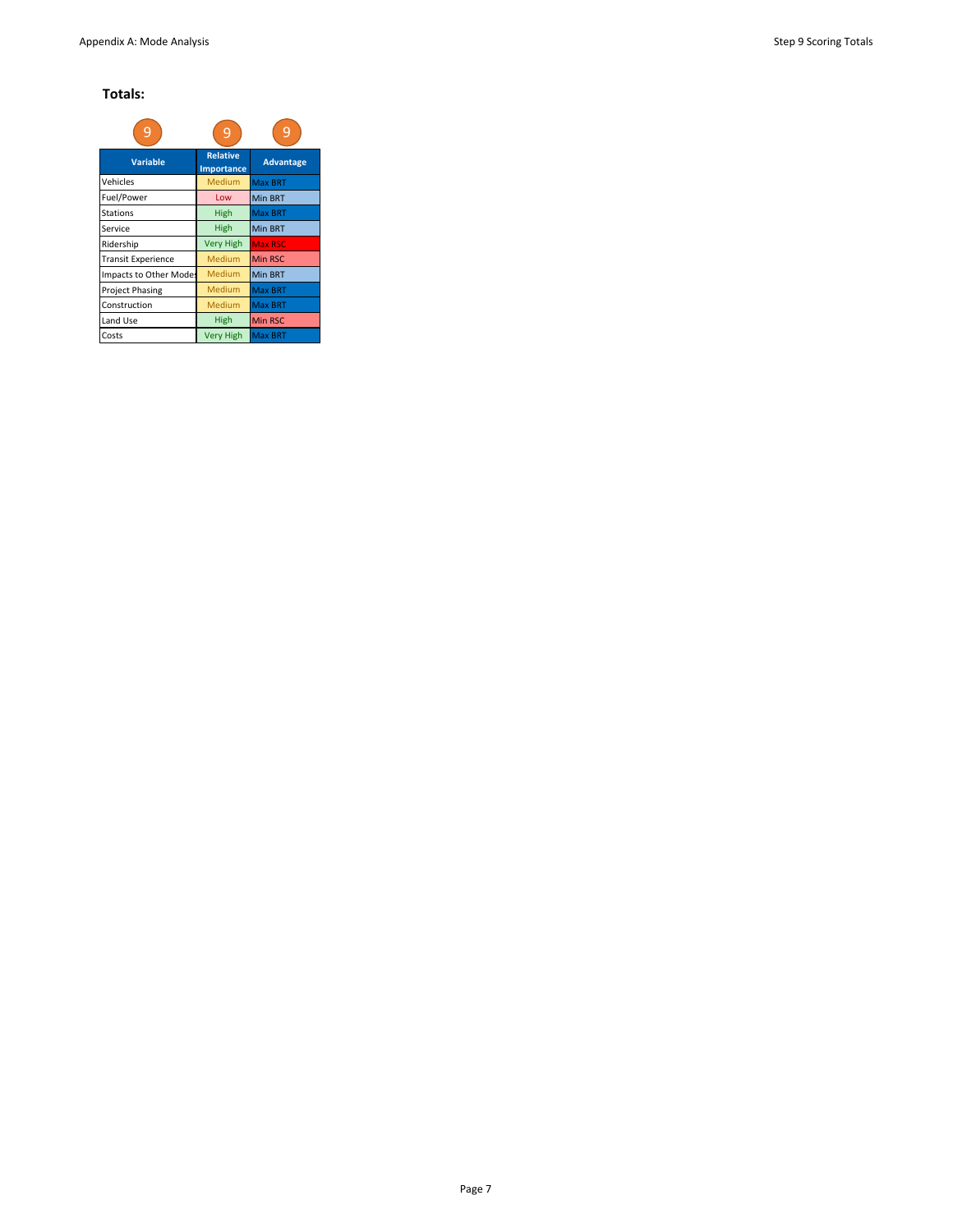**Totals:**

| 9 | 9 | 9 |
|---|---|---|
| Variable | Relative Importance | Advantage |
| Vehicles | Medium | Max BRT |
| Fuel/Power | Low | Min BRT |
| Stations | High | Max BRT |
| Service | High | Min BRT |
| Ridership | Very High | Max RSC |
| Transit Experience | Medium | Min RSC |
| Impacts to Other Modes | Medium | Min BRT |
| Project Phasing | Medium | Max BRT |
| Construction | Medium | Max BRT |
| Land Use | High | Min RSC |
| Costs | Very High | Max BRT |